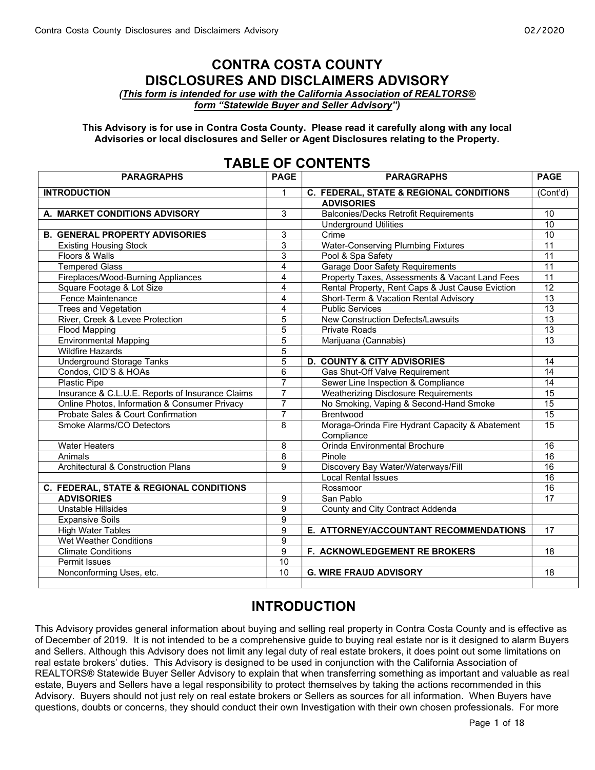# CONTRA COSTA COUNTY DISCLOSURES AND DISCLAIMERS ADVISORY

***(This form is intended for use with the California Association of REALTORS® form "Statewide Buyer and Seller Advisory")***

**This Advisory is for use in Contra Costa County. Please read it carefully along with any local Advisories or local disclosures and Seller or Agent Disclosures relating to the Property.**

## TABLE OF CONTENTS

| PARAGRAPHS | PAGE | PARAGRAPHS | PAGE |
|---|---|---|---|
| **INTRODUCTION** | 1 | **C. FEDERAL, STATE & REGIONAL CONDITIONS** | (Cont'd) |
| | | **ADVISORIES** | |
| **A. MARKET CONDITIONS ADVISORY** | 3 | Balconies/Decks Retrofit Requirements | 10 |
| | | Underground Utilities | 10 |
| **B. GENERAL PROPERTY ADVISORIES** | 3 | Crime | 10 |
| Existing Housing Stock | 3 | Water-Conserving Plumbing Fixtures | 11 |
| Floors & Walls | 3 | Pool & Spa Safety | 11 |
| Tempered Glass | 4 | Garage Door Safety Requirements | 11 |
| Fireplaces/Wood-Burning Appliances | 4 | Property Taxes, Assessments & Vacant Land Fees | 11 |
| Square Footage & Lot Size | 4 | Rental Property, Rent Caps & Just Cause Eviction | 12 |
| Fence Maintenance | 4 | Short-Term & Vacation Rental Advisory | 13 |
| Trees and Vegetation | 4 | Public Services | 13 |
| River, Creek & Levee Protection | 5 | New Construction Defects/Lawsuits | 13 |
| Flood Mapping | 5 | Private Roads | 13 |
| Environmental Mapping | 5 | Marijuana (Cannabis) | 13 |
| Wildfire Hazards | 5 | | |
| Underground Storage Tanks | 5 | **D. COUNTY & CITY ADVISORIES** | 14 |
| Condos, CID'S & HOAs | 6 | Gas Shut-Off Valve Requirement | 14 |
| Plastic Pipe | 7 | Sewer Line Inspection & Compliance | 14 |
| Insurance & C.L.U.E. Reports of Insurance Claims | 7 | Weatherizing Disclosure Requirements | 15 |
| Online Photos, Information & Consumer Privacy | 7 | No Smoking, Vaping & Second-Hand Smoke | 15 |
| Probate Sales & Court Confirmation | 7 | Brentwood | 15 |
| Smoke Alarms/CO Detectors | 8 | Moraga-Orinda Fire Hydrant Capacity & Abatement Compliance | 15 |
| Water Heaters | 8 | Orinda Environmental Brochure | 16 |
| Animals | 8 | Pinole | 16 |
| Architectural & Construction Plans | 9 | Discovery Bay Water/Waterways/Fill | 16 |
| | | Local Rental Issues | 16 |
| **C. FEDERAL, STATE & REGIONAL CONDITIONS** | | Rossmoor | 16 |
| **ADVISORIES** | 9 | San Pablo | 17 |
| Unstable Hillsides | 9 | County and City Contract Addenda | |
| Expansive Soils | 9 | | |
| High Water Tables | 9 | **E. ATTORNEY/ACCOUNTANT RECOMMENDATIONS** | 17 |
| Wet Weather Conditions | 9 | | |
| Climate Conditions | 9 | **F. ACKNOWLEDGEMENT RE BROKERS** | 18 |
| Permit Issues | 10 | | |
| Nonconforming Uses, etc. | 10 | **G. WIRE FRAUD ADVISORY** | 18 |

## INTRODUCTION

This Advisory provides general information about buying and selling real property in Contra Costa County and is effective as of December of 2019. It is not intended to be a comprehensive guide to buying real estate nor is it designed to alarm Buyers and Sellers. Although this Advisory does not limit any legal duty of real estate brokers, it does point out some limitations on real estate brokers' duties. This Advisory is designed to be used in conjunction with the California Association of REALTORS® Statewide Buyer Seller Advisory to explain that when transferring something as important and valuable as real estate, Buyers and Sellers have a legal responsibility to protect themselves by taking the actions recommended in this Advisory. Buyers should not just rely on real estate brokers or Sellers as sources for all information. When Buyers have questions, doubts or concerns, they should conduct their own Investigation with their own chosen professionals. For more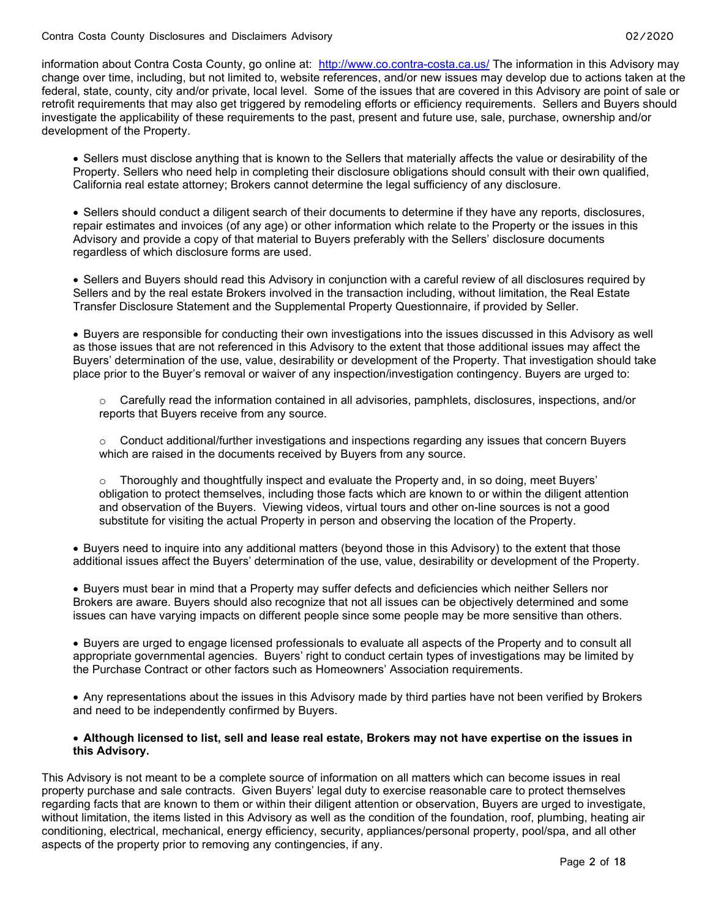information about Contra Costa County, go online at: [http://www.co.contra-costa.ca.us/](http://www.co.contra-costa.ca.us/) The information in this Advisory may change over time, including, but not limited to, website references, and/or new issues may develop due to actions taken at the federal, state, county, city and/or private, local level. Some of the issues that are covered in this Advisory are point of sale or retrofit requirements that may also get triggered by remodeling efforts or efficiency requirements. Sellers and Buyers should investigate the applicability of these requirements to the past, present and future use, sale, purchase, ownership and/or development of the Property.

- Sellers must disclose anything that is known to the Sellers that materially affects the value or desirability of the Property. Sellers who need help in completing their disclosure obligations should consult with their own qualified, California real estate attorney; Brokers cannot determine the legal sufficiency of any disclosure.

- Sellers should conduct a diligent search of their documents to determine if they have any reports, disclosures, repair estimates and invoices (of any age) or other information which relate to the Property or the issues in this Advisory and provide a copy of that material to Buyers preferably with the Sellers' disclosure documents regardless of which disclosure forms are used.

- Sellers and Buyers should read this Advisory in conjunction with a careful review of all disclosures required by Sellers and by the real estate Brokers involved in the transaction including, without limitation, the Real Estate Transfer Disclosure Statement and the Supplemental Property Questionnaire, if provided by Seller.

- Buyers are responsible for conducting their own investigations into the issues discussed in this Advisory as well as those issues that are not referenced in this Advisory to the extent that those additional issues may affect the Buyers' determination of the use, value, desirability or development of the Property. That investigation should take place prior to the Buyer's removal or waiver of any inspection/investigation contingency. Buyers are urged to:

  - Carefully read the information contained in all advisories, pamphlets, disclosures, inspections, and/or reports that Buyers receive from any source.

  - Conduct additional/further investigations and inspections regarding any issues that concern Buyers which are raised in the documents received by Buyers from any source.

  - Thoroughly and thoughtfully inspect and evaluate the Property and, in so doing, meet Buyers' obligation to protect themselves, including those facts which are known to or within the diligent attention and observation of the Buyers. Viewing videos, virtual tours and other on-line sources is not a good substitute for visiting the actual Property in person and observing the location of the Property.

- Buyers need to inquire into any additional matters (beyond those in this Advisory) to the extent that those additional issues affect the Buyers' determination of the use, value, desirability or development of the Property.

- Buyers must bear in mind that a Property may suffer defects and deficiencies which neither Sellers nor Brokers are aware. Buyers should also recognize that not all issues can be objectively determined and some issues can have varying impacts on different people since some people may be more sensitive than others.

- Buyers are urged to engage licensed professionals to evaluate all aspects of the Property and to consult all appropriate governmental agencies. Buyers' right to conduct certain types of investigations may be limited by the Purchase Contract or other factors such as Homeowners' Association requirements.

- Any representations about the issues in this Advisory made by third parties have not been verified by Brokers and need to be independently confirmed by Buyers.

- **Although licensed to list, sell and lease real estate, Brokers may not have expertise on the issues in this Advisory.**

This Advisory is not meant to be a complete source of information on all matters which can become issues in real property purchase and sale contracts. Given Buyers' legal duty to exercise reasonable care to protect themselves regarding facts that are known to them or within their diligent attention or observation, Buyers are urged to investigate, without limitation, the items listed in this Advisory as well as the condition of the foundation, roof, plumbing, heating air conditioning, electrical, mechanical, energy efficiency, security, appliances/personal property, pool/spa, and all other aspects of the property prior to removing any contingencies, if any.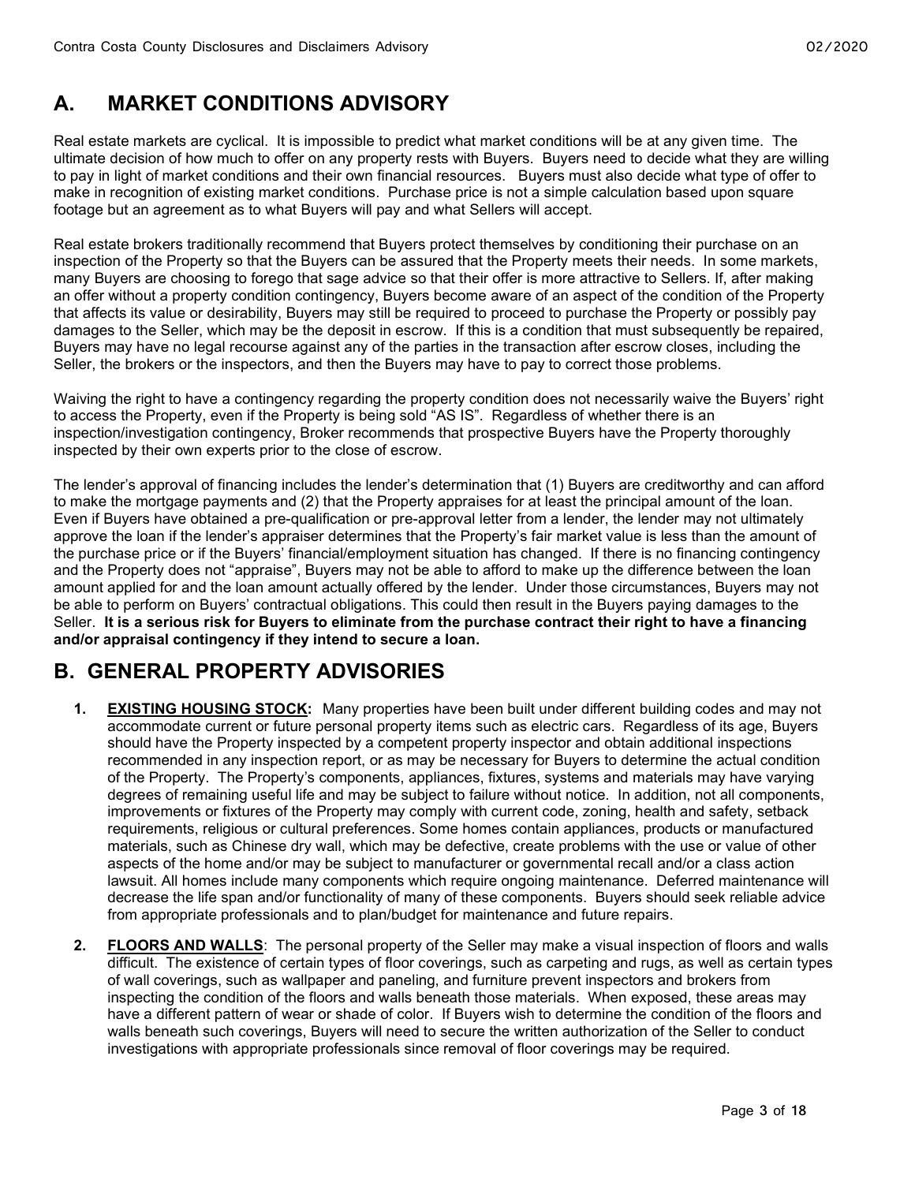## A. MARKET CONDITIONS ADVISORY

Real estate markets are cyclical. It is impossible to predict what market conditions will be at any given time. The ultimate decision of how much to offer on any property rests with Buyers. Buyers need to decide what they are willing to pay in light of market conditions and their own financial resources. Buyers must also decide what type of offer to make in recognition of existing market conditions. Purchase price is not a simple calculation based upon square footage but an agreement as to what Buyers will pay and what Sellers will accept.

Real estate brokers traditionally recommend that Buyers protect themselves by conditioning their purchase on an inspection of the Property so that the Buyers can be assured that the Property meets their needs. In some markets, many Buyers are choosing to forego that sage advice so that their offer is more attractive to Sellers. If, after making an offer without a property condition contingency, Buyers become aware of an aspect of the condition of the Property that affects its value or desirability, Buyers may still be required to proceed to purchase the Property or possibly pay damages to the Seller, which may be the deposit in escrow. If this is a condition that must subsequently be repaired, Buyers may have no legal recourse against any of the parties in the transaction after escrow closes, including the Seller, the brokers or the inspectors, and then the Buyers may have to pay to correct those problems.

Waiving the right to have a contingency regarding the property condition does not necessarily waive the Buyers' right to access the Property, even if the Property is being sold "AS IS". Regardless of whether there is an inspection/investigation contingency, Broker recommends that prospective Buyers have the Property thoroughly inspected by their own experts prior to the close of escrow.

The lender's approval of financing includes the lender's determination that (1) Buyers are creditworthy and can afford to make the mortgage payments and (2) that the Property appraises for at least the principal amount of the loan. Even if Buyers have obtained a pre-qualification or pre-approval letter from a lender, the lender may not ultimately approve the loan if the lender's appraiser determines that the Property's fair market value is less than the amount of the purchase price or if the Buyers' financial/employment situation has changed. If there is no financing contingency and the Property does not "appraise", Buyers may not be able to afford to make up the difference between the loan amount applied for and the loan amount actually offered by the lender. Under those circumstances, Buyers may not be able to perform on Buyers' contractual obligations. This could then result in the Buyers paying damages to the Seller. **It is a serious risk for Buyers to eliminate from the purchase contract their right to have a financing and/or appraisal contingency if they intend to secure a loan.**

## B. GENERAL PROPERTY ADVISORIES

1. **EXISTING HOUSING STOCK:** Many properties have been built under different building codes and may not accommodate current or future personal property items such as electric cars. Regardless of its age, Buyers should have the Property inspected by a competent property inspector and obtain additional inspections recommended in any inspection report, or as may be necessary for Buyers to determine the actual condition of the Property. The Property's components, appliances, fixtures, systems and materials may have varying degrees of remaining useful life and may be subject to failure without notice. In addition, not all components, improvements or fixtures of the Property may comply with current code, zoning, health and safety, setback requirements, religious or cultural preferences. Some homes contain appliances, products or manufactured materials, such as Chinese dry wall, which may be defective, create problems with the use or value of other aspects of the home and/or may be subject to manufacturer or governmental recall and/or a class action lawsuit. All homes include many components which require ongoing maintenance. Deferred maintenance will decrease the life span and/or functionality of many of these components. Buyers should seek reliable advice from appropriate professionals and to plan/budget for maintenance and future repairs.

2. **FLOORS AND WALLS**: The personal property of the Seller may make a visual inspection of floors and walls difficult. The existence of certain types of floor coverings, such as carpeting and rugs, as well as certain types of wall coverings, such as wallpaper and paneling, and furniture prevent inspectors and brokers from inspecting the condition of the floors and walls beneath those materials. When exposed, these areas may have a different pattern of wear or shade of color. If Buyers wish to determine the condition of the floors and walls beneath such coverings, Buyers will need to secure the written authorization of the Seller to conduct investigations with appropriate professionals since removal of floor coverings may be required.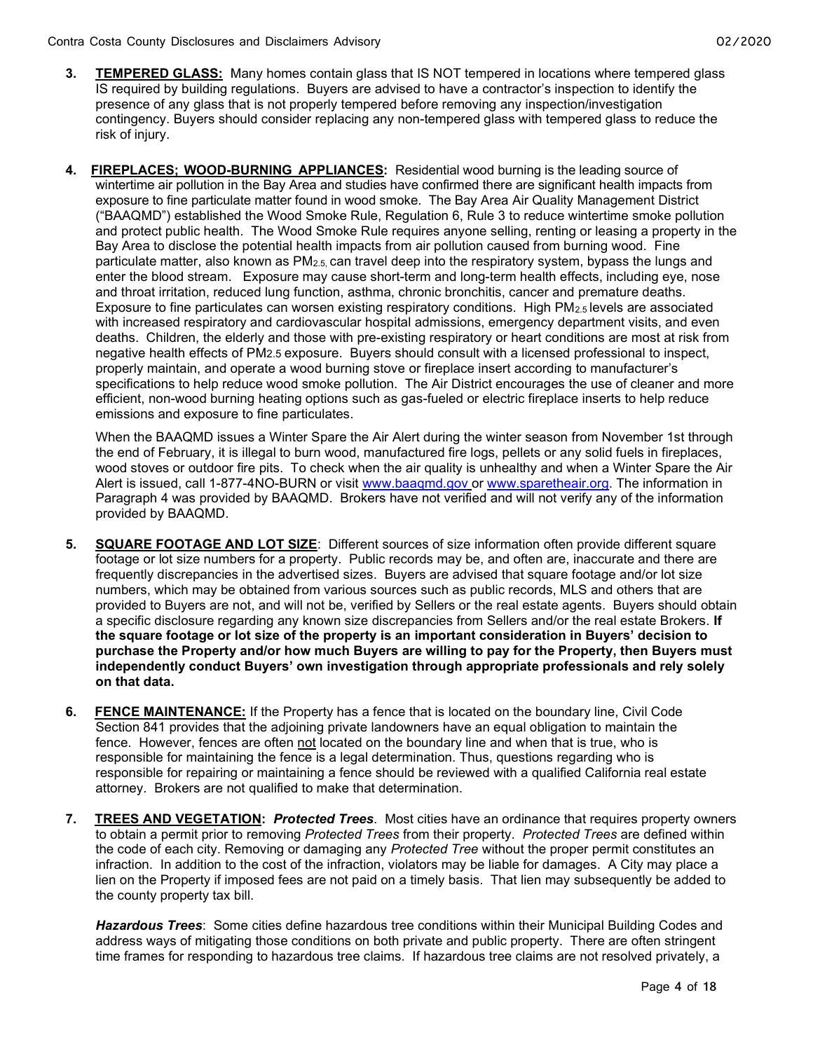3. **TEMPERED GLASS:** Many homes contain glass that IS NOT tempered in locations where tempered glass IS required by building regulations. Buyers are advised to have a contractor's inspection to identify the presence of any glass that is not properly tempered before removing any inspection/investigation contingency. Buyers should consider replacing any non-tempered glass with tempered glass to reduce the risk of injury.

4. **FIREPLACES; WOOD-BURNING APPLIANCES:** Residential wood burning is the leading source of wintertime air pollution in the Bay Area and studies have confirmed there are significant health impacts from exposure to fine particulate matter found in wood smoke. The Bay Area Air Quality Management District ("BAAQMD") established the Wood Smoke Rule, Regulation 6, Rule 3 to reduce wintertime smoke pollution and protect public health. The Wood Smoke Rule requires anyone selling, renting or leasing a property in the Bay Area to disclose the potential health impacts from air pollution caused from burning wood. Fine particulate matter, also known as $PM_{2.5}$, can travel deep into the respiratory system, bypass the lungs and enter the blood stream. Exposure may cause short-term and long-term health effects, including eye, nose and throat irritation, reduced lung function, asthma, chronic bronchitis, cancer and premature deaths. Exposure to fine particulates can worsen existing respiratory conditions. High $PM_{2.5}$ levels are associated with increased respiratory and cardiovascular hospital admissions, emergency department visits, and even deaths. Children, the elderly and those with pre-existing respiratory or heart conditions are most at risk from negative health effects of $PM_{2.5}$ exposure. Buyers should consult with a licensed professional to inspect, properly maintain, and operate a wood burning stove or fireplace insert according to manufacturer's specifications to help reduce wood smoke pollution. The Air District encourages the use of cleaner and more efficient, non-wood burning heating options such as gas-fueled or electric fireplace inserts to help reduce emissions and exposure to fine particulates.

   When the BAAQMD issues a Winter Spare the Air Alert during the winter season from November 1st through the end of February, it is illegal to burn wood, manufactured fire logs, pellets or any solid fuels in fireplaces, wood stoves or outdoor fire pits. To check when the air quality is unhealthy and when a Winter Spare the Air Alert is issued, call 1-877-4NO-BURN or visit www.baaqmd.gov or www.sparetheair.org. The information in Paragraph 4 was provided by BAAQMD. Brokers have not verified and will not verify any of the information provided by BAAQMD.

5. **SQUARE FOOTAGE AND LOT SIZE**: Different sources of size information often provide different square footage or lot size numbers for a property. Public records may be, and often are, inaccurate and there are frequently discrepancies in the advertised sizes. Buyers are advised that square footage and/or lot size numbers, which may be obtained from various sources such as public records, MLS and others that are provided to Buyers are not, and will not be, verified by Sellers or the real estate agents. Buyers should obtain a specific disclosure regarding any known size discrepancies from Sellers and/or the real estate Brokers. **If the square footage or lot size of the property is an important consideration in Buyers' decision to purchase the Property and/or how much Buyers are willing to pay for the Property, then Buyers must independently conduct Buyers' own investigation through appropriate professionals and rely solely on that data.**

6. **FENCE MAINTENANCE:** If the Property has a fence that is located on the boundary line, Civil Code Section 841 provides that the adjoining private landowners have an equal obligation to maintain the fence. However, fences are often not located on the boundary line and when that is true, who is responsible for maintaining the fence is a legal determination. Thus, questions regarding who is responsible for repairing or maintaining a fence should be reviewed with a qualified California real estate attorney. Brokers are not qualified to make that determination.

7. **TREES AND VEGETATION:** ***Protected Trees***. Most cities have an ordinance that requires property owners to obtain a permit prior to removing *Protected Trees* from their property. *Protected Trees* are defined within the code of each city. Removing or damaging any *Protected Tree* without the proper permit constitutes an infraction. In addition to the cost of the infraction, violators may be liable for damages. A City may place a lien on the Property if imposed fees are not paid on a timely basis. That lien may subsequently be added to the county property tax bill.

   ***Hazardous Trees***: Some cities define hazardous tree conditions within their Municipal Building Codes and address ways of mitigating those conditions on both private and public property. There are often stringent time frames for responding to hazardous tree claims. If hazardous tree claims are not resolved privately, a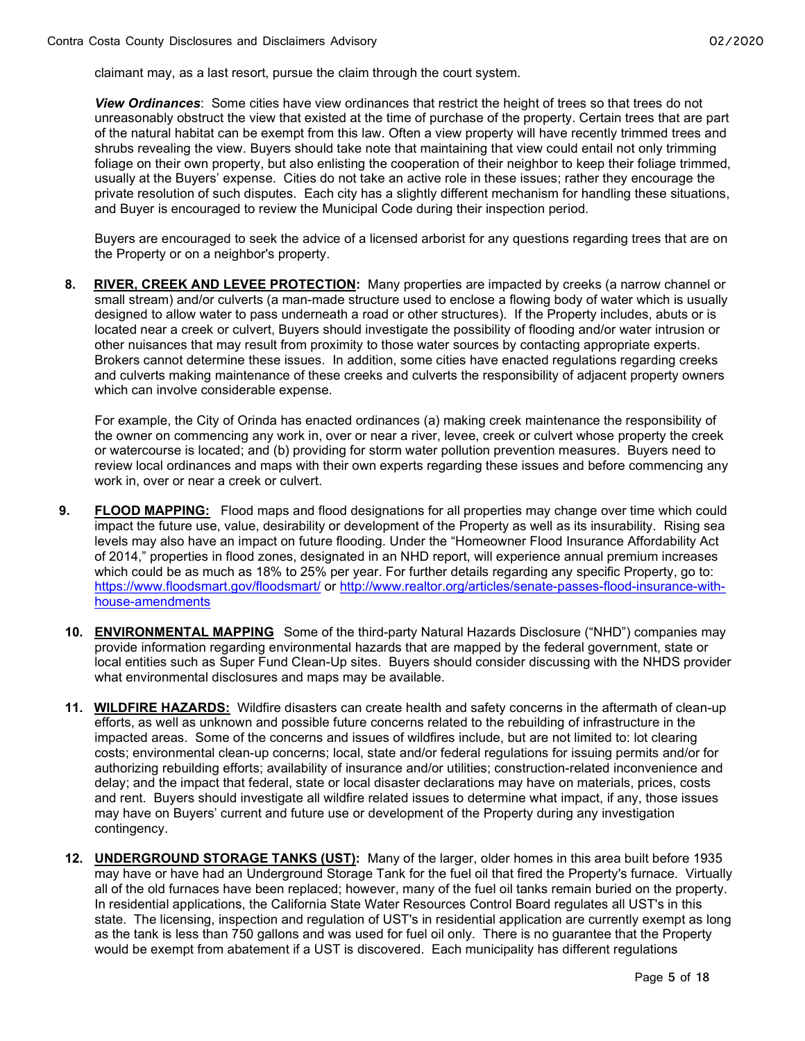claimant may, as a last resort, pursue the claim through the court system.

***View Ordinances***: Some cities have view ordinances that restrict the height of trees so that trees do not unreasonably obstruct the view that existed at the time of purchase of the property. Certain trees that are part of the natural habitat can be exempt from this law. Often a view property will have recently trimmed trees and shrubs revealing the view. Buyers should take note that maintaining that view could entail not only trimming foliage on their own property, but also enlisting the cooperation of their neighbor to keep their foliage trimmed, usually at the Buyers' expense. Cities do not take an active role in these issues; rather they encourage the private resolution of such disputes. Each city has a slightly different mechanism for handling these situations, and Buyer is encouraged to review the Municipal Code during their inspection period.

Buyers are encouraged to seek the advice of a licensed arborist for any questions regarding trees that are on the Property or on a neighbor's property.

8. **RIVER, CREEK AND LEVEE PROTECTION:** Many properties are impacted by creeks (a narrow channel or small stream) and/or culverts (a man-made structure used to enclose a flowing body of water which is usually designed to allow water to pass underneath a road or other structures). If the Property includes, abuts or is located near a creek or culvert, Buyers should investigate the possibility of flooding and/or water intrusion or other nuisances that may result from proximity to those water sources by contacting appropriate experts. Brokers cannot determine these issues. In addition, some cities have enacted regulations regarding creeks and culverts making maintenance of these creeks and culverts the responsibility of adjacent property owners which can involve considerable expense.

   For example, the City of Orinda has enacted ordinances (a) making creek maintenance the responsibility of the owner on commencing any work in, over or near a river, levee, creek or culvert whose property the creek or watercourse is located; and (b) providing for storm water pollution prevention measures. Buyers need to review local ordinances and maps with their own experts regarding these issues and before commencing any work in, over or near a creek or culvert.

9. **FLOOD MAPPING:** Flood maps and flood designations for all properties may change over time which could impact the future use, value, desirability or development of the Property as well as its insurability. Rising sea levels may also have an impact on future flooding. Under the "Homeowner Flood Insurance Affordability Act of 2014," properties in flood zones, designated in an NHD report, will experience annual premium increases which could be as much as 18% to 25% per year. For further details regarding any specific Property, go to: https://www.floodsmart.gov/floodsmart/ or http://www.realtor.org/articles/senate-passes-flood-insurance-with-house-amendments

10. **ENVIRONMENTAL MAPPING** Some of the third-party Natural Hazards Disclosure ("NHD") companies may provide information regarding environmental hazards that are mapped by the federal government, state or local entities such as Super Fund Clean-Up sites. Buyers should consider discussing with the NHDS provider what environmental disclosures and maps may be available.

11. **WILDFIRE HAZARDS:** Wildfire disasters can create health and safety concerns in the aftermath of clean-up efforts, as well as unknown and possible future concerns related to the rebuilding of infrastructure in the impacted areas. Some of the concerns and issues of wildfires include, but are not limited to: lot clearing costs; environmental clean-up concerns; local, state and/or federal regulations for issuing permits and/or for authorizing rebuilding efforts; availability of insurance and/or utilities; construction-related inconvenience and delay; and the impact that federal, state or local disaster declarations may have on materials, prices, costs and rent. Buyers should investigate all wildfire related issues to determine what impact, if any, those issues may have on Buyers' current and future use or development of the Property during any investigation contingency.

12. **UNDERGROUND STORAGE TANKS (UST):** Many of the larger, older homes in this area built before 1935 may have or have had an Underground Storage Tank for the fuel oil that fired the Property's furnace. Virtually all of the old furnaces have been replaced; however, many of the fuel oil tanks remain buried on the property. In residential applications, the California State Water Resources Control Board regulates all UST's in this state. The licensing, inspection and regulation of UST's in residential application are currently exempt as long as the tank is less than 750 gallons and was used for fuel oil only. There is no guarantee that the Property would be exempt from abatement if a UST is discovered. Each municipality has different regulations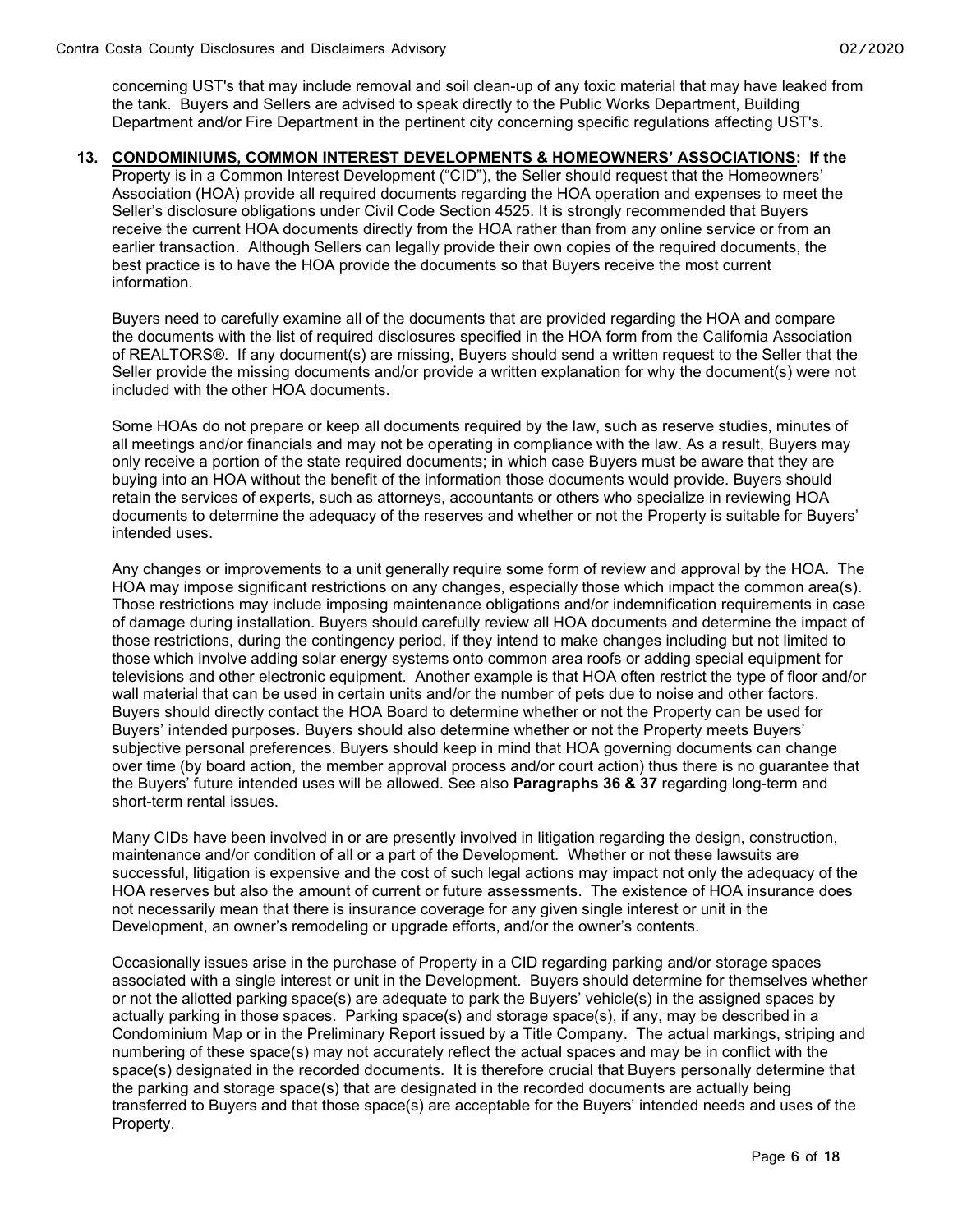concerning UST's that may include removal and soil clean-up of any toxic material that may have leaked from the tank. Buyers and Sellers are advised to speak directly to the Public Works Department, Building Department and/or Fire Department in the pertinent city concerning specific regulations affecting UST's.

**13. <u>CONDOMINIUMS, COMMON INTEREST DEVELOPMENTS & HOMEOWNERS' ASSOCIATIONS</u>: If the** Property is in a Common Interest Development ("CID"), the Seller should request that the Homeowners' Association (HOA) provide all required documents regarding the HOA operation and expenses to meet the Seller's disclosure obligations under Civil Code Section 4525. It is strongly recommended that Buyers receive the current HOA documents directly from the HOA rather than from any online service or from an earlier transaction. Although Sellers can legally provide their own copies of the required documents, the best practice is to have the HOA provide the documents so that Buyers receive the most current information.

Buyers need to carefully examine all of the documents that are provided regarding the HOA and compare the documents with the list of required disclosures specified in the HOA form from the California Association of REALTORS®. If any document(s) are missing, Buyers should send a written request to the Seller that the Seller provide the missing documents and/or provide a written explanation for why the document(s) were not included with the other HOA documents.

Some HOAs do not prepare or keep all documents required by the law, such as reserve studies, minutes of all meetings and/or financials and may not be operating in compliance with the law. As a result, Buyers may only receive a portion of the state required documents; in which case Buyers must be aware that they are buying into an HOA without the benefit of the information those documents would provide. Buyers should retain the services of experts, such as attorneys, accountants or others who specialize in reviewing HOA documents to determine the adequacy of the reserves and whether or not the Property is suitable for Buyers' intended uses.

Any changes or improvements to a unit generally require some form of review and approval by the HOA. The HOA may impose significant restrictions on any changes, especially those which impact the common area(s). Those restrictions may include imposing maintenance obligations and/or indemnification requirements in case of damage during installation. Buyers should carefully review all HOA documents and determine the impact of those restrictions, during the contingency period, if they intend to make changes including but not limited to those which involve adding solar energy systems onto common area roofs or adding special equipment for televisions and other electronic equipment. Another example is that HOA often restrict the type of floor and/or wall material that can be used in certain units and/or the number of pets due to noise and other factors. Buyers should directly contact the HOA Board to determine whether or not the Property can be used for Buyers' intended purposes. Buyers should also determine whether or not the Property meets Buyers' subjective personal preferences. Buyers should keep in mind that HOA governing documents can change over time (by board action, the member approval process and/or court action) thus there is no guarantee that the Buyers' future intended uses will be allowed. See also **Paragraphs 36 & 37** regarding long-term and short-term rental issues.

Many CIDs have been involved in or are presently involved in litigation regarding the design, construction, maintenance and/or condition of all or a part of the Development. Whether or not these lawsuits are successful, litigation is expensive and the cost of such legal actions may impact not only the adequacy of the HOA reserves but also the amount of current or future assessments. The existence of HOA insurance does not necessarily mean that there is insurance coverage for any given single interest or unit in the Development, an owner's remodeling or upgrade efforts, and/or the owner's contents.

Occasionally issues arise in the purchase of Property in a CID regarding parking and/or storage spaces associated with a single interest or unit in the Development. Buyers should determine for themselves whether or not the allotted parking space(s) are adequate to park the Buyers' vehicle(s) in the assigned spaces by actually parking in those spaces. Parking space(s) and storage space(s), if any, may be described in a Condominium Map or in the Preliminary Report issued by a Title Company. The actual markings, striping and numbering of these space(s) may not accurately reflect the actual spaces and may be in conflict with the space(s) designated in the recorded documents. It is therefore crucial that Buyers personally determine that the parking and storage space(s) that are designated in the recorded documents are actually being transferred to Buyers and that those space(s) are acceptable for the Buyers' intended needs and uses of the Property.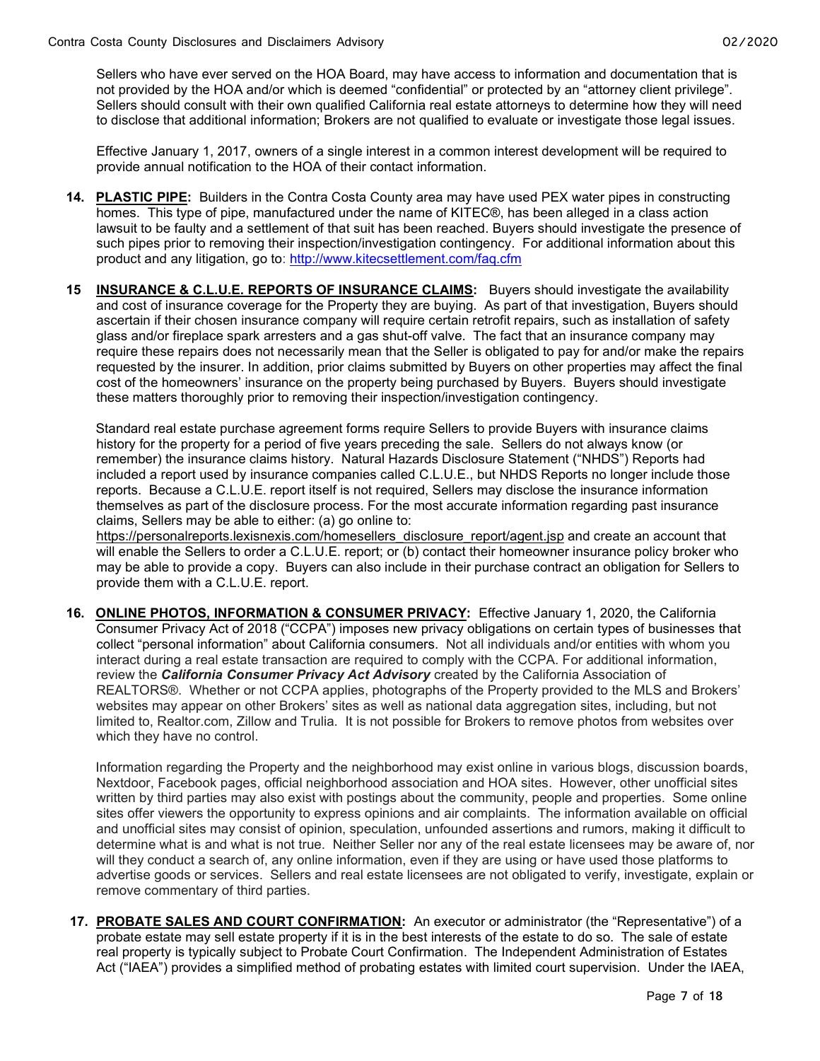Sellers who have ever served on the HOA Board, may have access to information and documentation that is not provided by the HOA and/or which is deemed "confidential" or protected by an "attorney client privilege". Sellers should consult with their own qualified California real estate attorneys to determine how they will need to disclose that additional information; Brokers are not qualified to evaluate or investigate those legal issues.

Effective January 1, 2017, owners of a single interest in a common interest development will be required to provide annual notification to the HOA of their contact information.

**14. PLASTIC PIPE:** Builders in the Contra Costa County area may have used PEX water pipes in constructing homes. This type of pipe, manufactured under the name of KITEC®, has been alleged in a class action lawsuit to be faulty and a settlement of that suit has been reached. Buyers should investigate the presence of such pipes prior to removing their inspection/investigation contingency. For additional information about this product and any litigation, go to: http://www.kitecsettlement.com/faq.cfm

**15 INSURANCE & C.L.U.E. REPORTS OF INSURANCE CLAIMS:** Buyers should investigate the availability and cost of insurance coverage for the Property they are buying. As part of that investigation, Buyers should ascertain if their chosen insurance company will require certain retrofit repairs, such as installation of safety glass and/or fireplace spark arresters and a gas shut-off valve. The fact that an insurance company may require these repairs does not necessarily mean that the Seller is obligated to pay for and/or make the repairs requested by the insurer. In addition, prior claims submitted by Buyers on other properties may affect the final cost of the homeowners' insurance on the property being purchased by Buyers. Buyers should investigate these matters thoroughly prior to removing their inspection/investigation contingency.

Standard real estate purchase agreement forms require Sellers to provide Buyers with insurance claims history for the property for a period of five years preceding the sale. Sellers do not always know (or remember) the insurance claims history. Natural Hazards Disclosure Statement ("NHDS") Reports had included a report used by insurance companies called C.L.U.E., but NHDS Reports no longer include those reports. Because a C.L.U.E. report itself is not required, Sellers may disclose the insurance information themselves as part of the disclosure process. For the most accurate information regarding past insurance claims, Sellers may be able to either: (a) go online to: https://personalreports.lexisnexis.com/homesellers_disclosure_report/agent.jsp and create an account that will enable the Sellers to order a C.L.U.E. report; or (b) contact their homeowner insurance policy broker who may be able to provide a copy. Buyers can also include in their purchase contract an obligation for Sellers to provide them with a C.L.U.E. report.

**16. ONLINE PHOTOS, INFORMATION & CONSUMER PRIVACY:** Effective January 1, 2020, the California Consumer Privacy Act of 2018 ("CCPA") imposes new privacy obligations on certain types of businesses that collect "personal information" about California consumers. Not all individuals and/or entities with whom you interact during a real estate transaction are required to comply with the CCPA. For additional information, review the ***California Consumer Privacy Act Advisory*** created by the California Association of REALTORS®. Whether or not CCPA applies, photographs of the Property provided to the MLS and Brokers' websites may appear on other Brokers' sites as well as national data aggregation sites, including, but not limited to, Realtor.com, Zillow and Trulia. It is not possible for Brokers to remove photos from websites over which they have no control.

Information regarding the Property and the neighborhood may exist online in various blogs, discussion boards, Nextdoor, Facebook pages, official neighborhood association and HOA sites. However, other unofficial sites written by third parties may also exist with postings about the community, people and properties. Some online sites offer viewers the opportunity to express opinions and air complaints. The information available on official and unofficial sites may consist of opinion, speculation, unfounded assertions and rumors, making it difficult to determine what is and what is not true. Neither Seller nor any of the real estate licensees may be aware of, nor will they conduct a search of, any online information, even if they are using or have used those platforms to advertise goods or services. Sellers and real estate licensees are not obligated to verify, investigate, explain or remove commentary of third parties.

**17. PROBATE SALES AND COURT CONFIRMATION:** An executor or administrator (the "Representative") of a probate estate may sell estate property if it is in the best interests of the estate to do so. The sale of estate real property is typically subject to Probate Court Confirmation. The Independent Administration of Estates Act ("IAEA") provides a simplified method of probating estates with limited court supervision. Under the IAEA,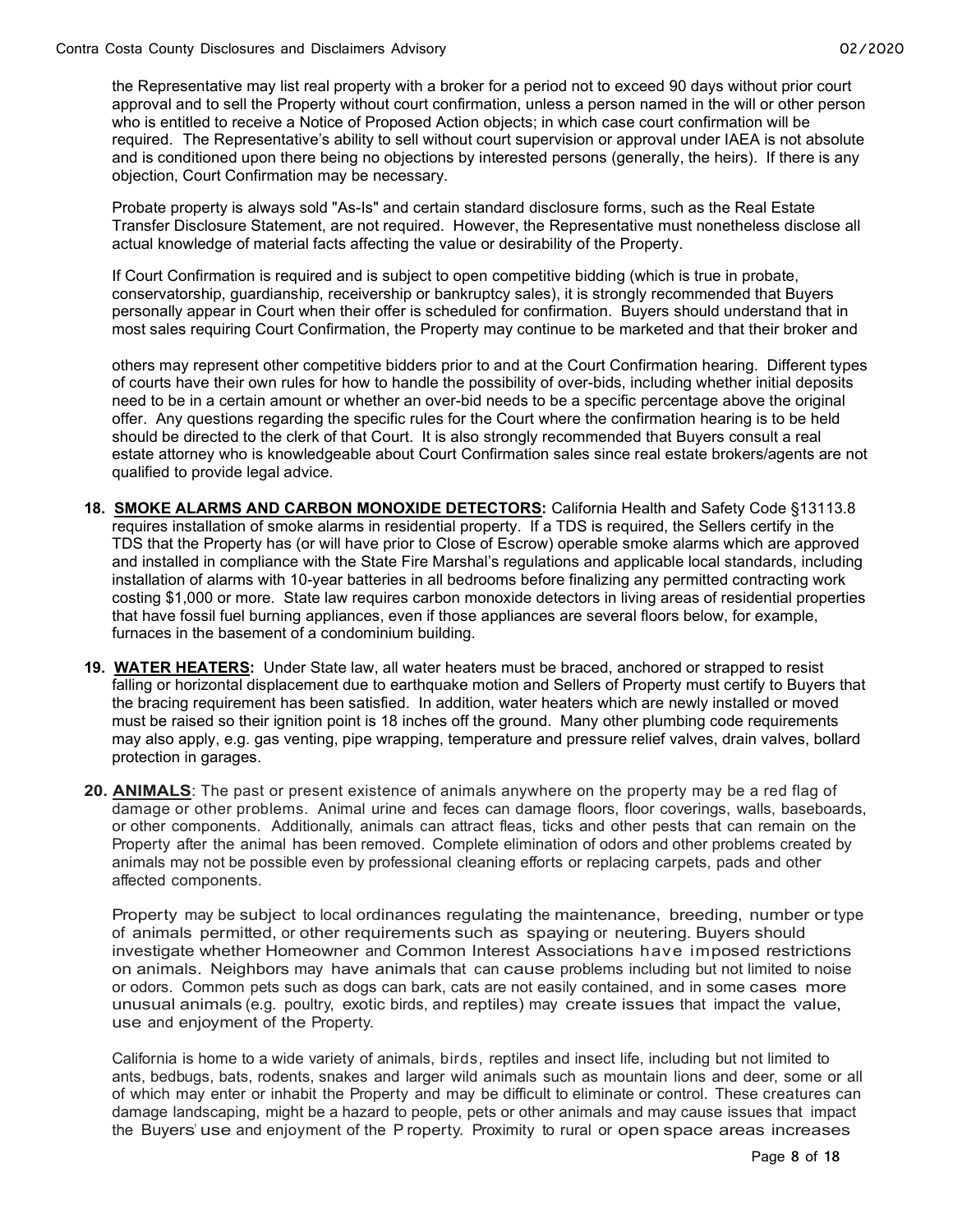the Representative may list real property with a broker for a period not to exceed 90 days without prior court approval and to sell the Property without court confirmation, unless a person named in the will or other person who is entitled to receive a Notice of Proposed Action objects; in which case court confirmation will be required. The Representative's ability to sell without court supervision or approval under IAEA is not absolute and is conditioned upon there being no objections by interested persons (generally, the heirs). If there is any objection, Court Confirmation may be necessary.

Probate property is always sold "As-Is" and certain standard disclosure forms, such as the Real Estate Transfer Disclosure Statement, are not required. However, the Representative must nonetheless disclose all actual knowledge of material facts affecting the value or desirability of the Property.

If Court Confirmation is required and is subject to open competitive bidding (which is true in probate, conservatorship, guardianship, receivership or bankruptcy sales), it is strongly recommended that Buyers personally appear in Court when their offer is scheduled for confirmation. Buyers should understand that in most sales requiring Court Confirmation, the Property may continue to be marketed and that their broker and others may represent other competitive bidders prior to and at the Court Confirmation hearing. Different types of courts have their own rules for how to handle the possibility of over-bids, including whether initial deposits need to be in a certain amount or whether an over-bid needs to be a specific percentage above the original offer. Any questions regarding the specific rules for the Court where the confirmation hearing is to be held should be directed to the clerk of that Court. It is also strongly recommended that Buyers consult a real estate attorney who is knowledgeable about Court Confirmation sales since real estate brokers/agents are not qualified to provide legal advice.

**18. SMOKE ALARMS AND CARBON MONOXIDE DETECTORS:** California Health and Safety Code §13113.8 requires installation of smoke alarms in residential property. If a TDS is required, the Sellers certify in the TDS that the Property has (or will have prior to Close of Escrow) operable smoke alarms which are approved and installed in compliance with the State Fire Marshal's regulations and applicable local standards, including installation of alarms with 10-year batteries in all bedrooms before finalizing any permitted contracting work costing $1,000 or more. State law requires carbon monoxide detectors in living areas of residential properties that have fossil fuel burning appliances, even if those appliances are several floors below, for example, furnaces in the basement of a condominium building.

**19. WATER HEATERS:** Under State law, all water heaters must be braced, anchored or strapped to resist falling or horizontal displacement due to earthquake motion and Sellers of Property must certify to Buyers that the bracing requirement has been satisfied. In addition, water heaters which are newly installed or moved must be raised so their ignition point is 18 inches off the ground. Many other plumbing code requirements may also apply, e.g. gas venting, pipe wrapping, temperature and pressure relief valves, drain valves, bollard protection in garages.

**20. ANIMALS**: The past or present existence of animals anywhere on the property may be a red flag of damage or other problems. Animal urine and feces can damage floors, floor coverings, walls, baseboards, or other components. Additionally, animals can attract fleas, ticks and other pests that can remain on the Property after the animal has been removed. Complete elimination of odors and other problems created by animals may not be possible even by professional cleaning efforts or replacing carpets, pads and other affected components.

Property may be subject to local ordinances regulating the maintenance, breeding, number or type of animals permitted, or other requirements such as spaying or neutering. Buyers should investigate whether Homeowner and Common Interest Associations have imposed restrictions on animals. Neighbors may have animals that can cause problems including but not limited to noise or odors. Common pets such as dogs can bark, cats are not easily contained, and in some cases more unusual animals (e.g. poultry, exotic birds, and reptiles) may create issues that impact the value, use and enjoyment of the Property.

California is home to a wide variety of animals, birds, reptiles and insect life, including but not limited to ants, bedbugs, bats, rodents, snakes and larger wild animals such as mountain lions and deer, some or all of which may enter or inhabit the Property and may be difficult to eliminate or control. These creatures can damage landscaping, might be a hazard to people, pets or other animals and may cause issues that impact the Buyers' use and enjoyment of the Property. Proximity to rural or open space areas increases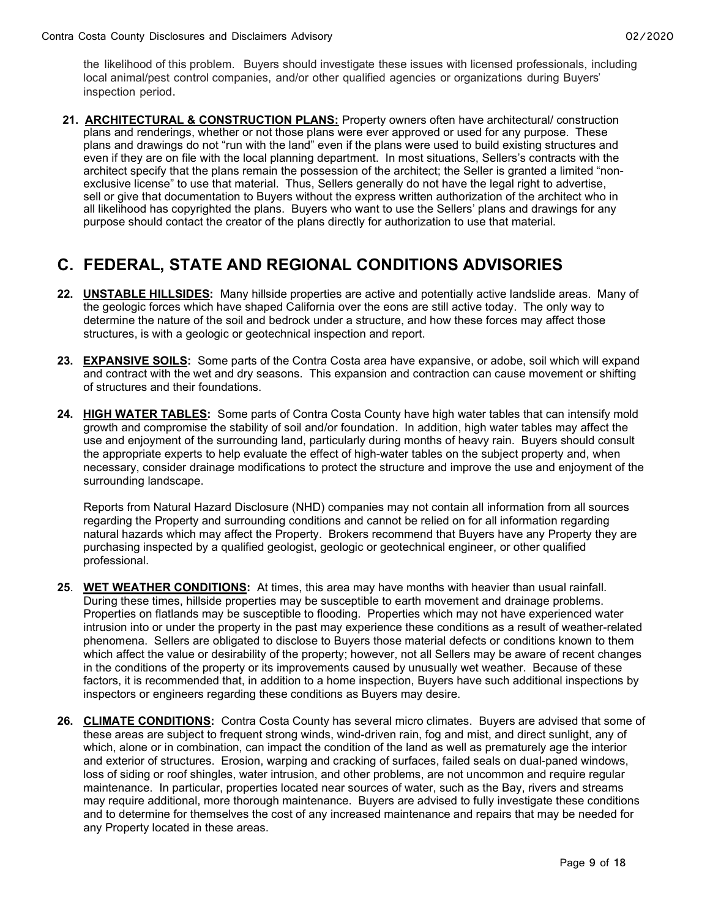the likelihood of this problem. Buyers should investigate these issues with licensed professionals, including local animal/pest control companies, and/or other qualified agencies or organizations during Buyers' inspection period.

**21. ARCHITECTURAL & CONSTRUCTION PLANS:** Property owners often have architectural/ construction plans and renderings, whether or not those plans were ever approved or used for any purpose. These plans and drawings do not "run with the land" even if the plans were used to build existing structures and even if they are on file with the local planning department. In most situations, Sellers's contracts with the architect specify that the plans remain the possession of the architect; the Seller is granted a limited "non-exclusive license" to use that material. Thus, Sellers generally do not have the legal right to advertise, sell or give that documentation to Buyers without the express written authorization of the architect who in all likelihood has copyrighted the plans. Buyers who want to use the Sellers' plans and drawings for any purpose should contact the creator of the plans directly for authorization to use that material.

## C. FEDERAL, STATE AND REGIONAL CONDITIONS ADVISORIES

**22. UNSTABLE HILLSIDES:** Many hillside properties are active and potentially active landslide areas. Many of the geologic forces which have shaped California over the eons are still active today. The only way to determine the nature of the soil and bedrock under a structure, and how these forces may affect those structures, is with a geologic or geotechnical inspection and report.

**23. EXPANSIVE SOILS:** Some parts of the Contra Costa area have expansive, or adobe, soil which will expand and contract with the wet and dry seasons. This expansion and contraction can cause movement or shifting of structures and their foundations.

**24. HIGH WATER TABLES:** Some parts of Contra Costa County have high water tables that can intensify mold growth and compromise the stability of soil and/or foundation. In addition, high water tables may affect the use and enjoyment of the surrounding land, particularly during months of heavy rain. Buyers should consult the appropriate experts to help evaluate the effect of high-water tables on the subject property and, when necessary, consider drainage modifications to protect the structure and improve the use and enjoyment of the surrounding landscape.

Reports from Natural Hazard Disclosure (NHD) companies may not contain all information from all sources regarding the Property and surrounding conditions and cannot be relied on for all information regarding natural hazards which may affect the Property. Brokers recommend that Buyers have any Property they are purchasing inspected by a qualified geologist, geologic or geotechnical engineer, or other qualified professional.

**25. WET WEATHER CONDITIONS:** At times, this area may have months with heavier than usual rainfall. During these times, hillside properties may be susceptible to earth movement and drainage problems. Properties on flatlands may be susceptible to flooding. Properties which may not have experienced water intrusion into or under the property in the past may experience these conditions as a result of weather-related phenomena. Sellers are obligated to disclose to Buyers those material defects or conditions known to them which affect the value or desirability of the property; however, not all Sellers may be aware of recent changes in the conditions of the property or its improvements caused by unusually wet weather. Because of these factors, it is recommended that, in addition to a home inspection, Buyers have such additional inspections by inspectors or engineers regarding these conditions as Buyers may desire.

**26. CLIMATE CONDITIONS:** Contra Costa County has several micro climates. Buyers are advised that some of these areas are subject to frequent strong winds, wind-driven rain, fog and mist, and direct sunlight, any of which, alone or in combination, can impact the condition of the land as well as prematurely age the interior and exterior of structures. Erosion, warping and cracking of surfaces, failed seals on dual-paned windows, loss of siding or roof shingles, water intrusion, and other problems, are not uncommon and require regular maintenance. In particular, properties located near sources of water, such as the Bay, rivers and streams may require additional, more thorough maintenance. Buyers are advised to fully investigate these conditions and to determine for themselves the cost of any increased maintenance and repairs that may be needed for any Property located in these areas.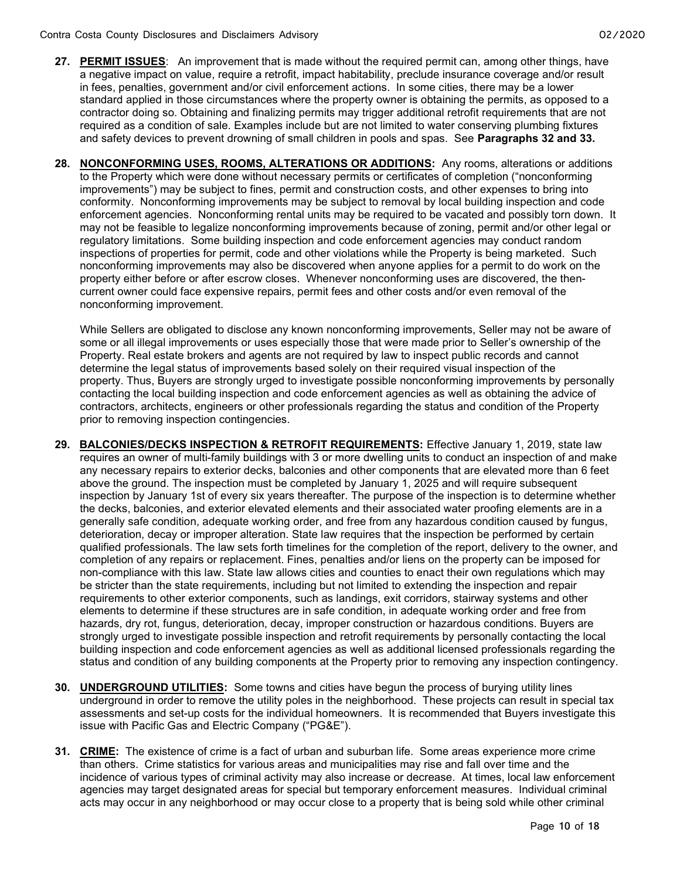**27. PERMIT ISSUES**: An improvement that is made without the required permit can, among other things, have a negative impact on value, require a retrofit, impact habitability, preclude insurance coverage and/or result in fees, penalties, government and/or civil enforcement actions. In some cities, there may be a lower standard applied in those circumstances where the property owner is obtaining the permits, as opposed to a contractor doing so. Obtaining and finalizing permits may trigger additional retrofit requirements that are not required as a condition of sale. Examples include but are not limited to water conserving plumbing fixtures and safety devices to prevent drowning of small children in pools and spas. See **Paragraphs 32 and 33.**

**28. NONCONFORMING USES, ROOMS, ALTERATIONS OR ADDITIONS:** Any rooms, alterations or additions to the Property which were done without necessary permits or certificates of completion ("nonconforming improvements") may be subject to fines, permit and construction costs, and other expenses to bring into conformity. Nonconforming improvements may be subject to removal by local building inspection and code enforcement agencies. Nonconforming rental units may be required to be vacated and possibly torn down. It may not be feasible to legalize nonconforming improvements because of zoning, permit and/or other legal or regulatory limitations. Some building inspection and code enforcement agencies may conduct random inspections of properties for permit, code and other violations while the Property is being marketed. Such nonconforming improvements may also be discovered when anyone applies for a permit to do work on the property either before or after escrow closes. Whenever nonconforming uses are discovered, the then-current owner could face expensive repairs, permit fees and other costs and/or even removal of the nonconforming improvement.

While Sellers are obligated to disclose any known nonconforming improvements, Seller may not be aware of some or all illegal improvements or uses especially those that were made prior to Seller's ownership of the Property. Real estate brokers and agents are not required by law to inspect public records and cannot determine the legal status of improvements based solely on their required visual inspection of the property. Thus, Buyers are strongly urged to investigate possible nonconforming improvements by personally contacting the local building inspection and code enforcement agencies as well as obtaining the advice of contractors, architects, engineers or other professionals regarding the status and condition of the Property prior to removing inspection contingencies.

**29. BALCONIES/DECKS INSPECTION & RETROFIT REQUIREMENTS:** Effective January 1, 2019, state law requires an owner of multi-family buildings with 3 or more dwelling units to conduct an inspection of and make any necessary repairs to exterior decks, balconies and other components that are elevated more than 6 feet above the ground. The inspection must be completed by January 1, 2025 and will require subsequent inspection by January 1st of every six years thereafter. The purpose of the inspection is to determine whether the decks, balconies, and exterior elevated elements and their associated water proofing elements are in a generally safe condition, adequate working order, and free from any hazardous condition caused by fungus, deterioration, decay or improper alteration. State law requires that the inspection be performed by certain qualified professionals. The law sets forth timelines for the completion of the report, delivery to the owner, and completion of any repairs or replacement. Fines, penalties and/or liens on the property can be imposed for non-compliance with this law. State law allows cities and counties to enact their own regulations which may be stricter than the state requirements, including but not limited to extending the inspection and repair requirements to other exterior components, such as landings, exit corridors, stairway systems and other elements to determine if these structures are in safe condition, in adequate working order and free from hazards, dry rot, fungus, deterioration, decay, improper construction or hazardous conditions. Buyers are strongly urged to investigate possible inspection and retrofit requirements by personally contacting the local building inspection and code enforcement agencies as well as additional licensed professionals regarding the status and condition of any building components at the Property prior to removing any inspection contingency.

**30. UNDERGROUND UTILITIES:** Some towns and cities have begun the process of burying utility lines underground in order to remove the utility poles in the neighborhood. These projects can result in special tax assessments and set-up costs for the individual homeowners. It is recommended that Buyers investigate this issue with Pacific Gas and Electric Company ("PG&E").

**31. CRIME:** The existence of crime is a fact of urban and suburban life. Some areas experience more crime than others. Crime statistics for various areas and municipalities may rise and fall over time and the incidence of various types of criminal activity may also increase or decrease. At times, local law enforcement agencies may target designated areas for special but temporary enforcement measures. Individual criminal acts may occur in any neighborhood or may occur close to a property that is being sold while other criminal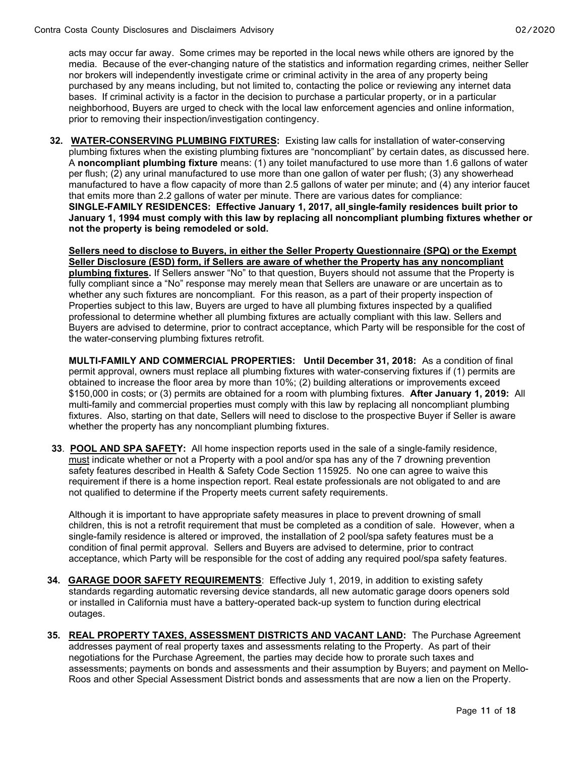acts may occur far away. Some crimes may be reported in the local news while others are ignored by the media. Because of the ever-changing nature of the statistics and information regarding crimes, neither Seller nor brokers will independently investigate crime or criminal activity in the area of any property being purchased by any means including, but not limited to, contacting the police or reviewing any internet data bases. If criminal activity is a factor in the decision to purchase a particular property, or in a particular neighborhood, Buyers are urged to check with the local law enforcement agencies and online information, prior to removing their inspection/investigation contingency.

**32. WATER-CONSERVING PLUMBING FIXTURES:** Existing law calls for installation of water-conserving plumbing fixtures when the existing plumbing fixtures are "noncompliant" by certain dates, as discussed here. A **noncompliant plumbing fixture** means: (1) any toilet manufactured to use more than 1.6 gallons of water per flush; (2) any urinal manufactured to use more than one gallon of water per flush; (3) any showerhead manufactured to have a flow capacity of more than 2.5 gallons of water per minute; and (4) any interior faucet that emits more than 2.2 gallons of water per minute. There are various dates for compliance:

**SINGLE-FAMILY RESIDENCES: Effective January 1, 2017, all single-family residences built prior to January 1, 1994 must comply with this law by replacing all noncompliant plumbing fixtures whether or not the property is being remodeled or sold.**

**Sellers need to disclose to Buyers, in either the Seller Property Questionnaire (SPQ) or the Exempt Seller Disclosure (ESD) form, if Sellers are aware of whether the Property has any noncompliant plumbing fixtures.** If Sellers answer "No" to that question, Buyers should not assume that the Property is fully compliant since a "No" response may merely mean that Sellers are unaware or are uncertain as to whether any such fixtures are noncompliant. For this reason, as a part of their property inspection of Properties subject to this law, Buyers are urged to have all plumbing fixtures inspected by a qualified professional to determine whether all plumbing fixtures are actually compliant with this law. Sellers and Buyers are advised to determine, prior to contract acceptance, which Party will be responsible for the cost of the water-conserving plumbing fixtures retrofit.

**MULTI-FAMILY AND COMMERCIAL PROPERTIES: Until December 31, 2018:** As a condition of final permit approval, owners must replace all plumbing fixtures with water-conserving fixtures if (1) permits are obtained to increase the floor area by more than 10%; (2) building alterations or improvements exceed $150,000 in costs; or (3) permits are obtained for a room with plumbing fixtures. **After January 1, 2019:** All multi-family and commercial properties must comply with this law by replacing all noncompliant plumbing fixtures. Also, starting on that date, Sellers will need to disclose to the prospective Buyer if Seller is aware whether the property has any noncompliant plumbing fixtures.

**33. POOL AND SPA SAFETY:** All home inspection reports used in the sale of a single-family residence, must indicate whether or not a Property with a pool and/or spa has any of the 7 drowning prevention safety features described in Health & Safety Code Section 115925. No one can agree to waive this requirement if there is a home inspection report. Real estate professionals are not obligated to and are not qualified to determine if the Property meets current safety requirements.

Although it is important to have appropriate safety measures in place to prevent drowning of small children, this is not a retrofit requirement that must be completed as a condition of sale. However, when a single-family residence is altered or improved, the installation of 2 pool/spa safety features must be a condition of final permit approval. Sellers and Buyers are advised to determine, prior to contract acceptance, which Party will be responsible for the cost of adding any required pool/spa safety features.

**34. GARAGE DOOR SAFETY REQUIREMENTS:** Effective July 1, 2019, in addition to existing safety standards regarding automatic reversing device standards, all new automatic garage doors openers sold or installed in California must have a battery-operated back-up system to function during electrical outages.

**35. REAL PROPERTY TAXES, ASSESSMENT DISTRICTS AND VACANT LAND:** The Purchase Agreement addresses payment of real property taxes and assessments relating to the Property. As part of their negotiations for the Purchase Agreement, the parties may decide how to prorate such taxes and assessments; payments on bonds and assessments and their assumption by Buyers; and payment on Mello-Roos and other Special Assessment District bonds and assessments that are now a lien on the Property.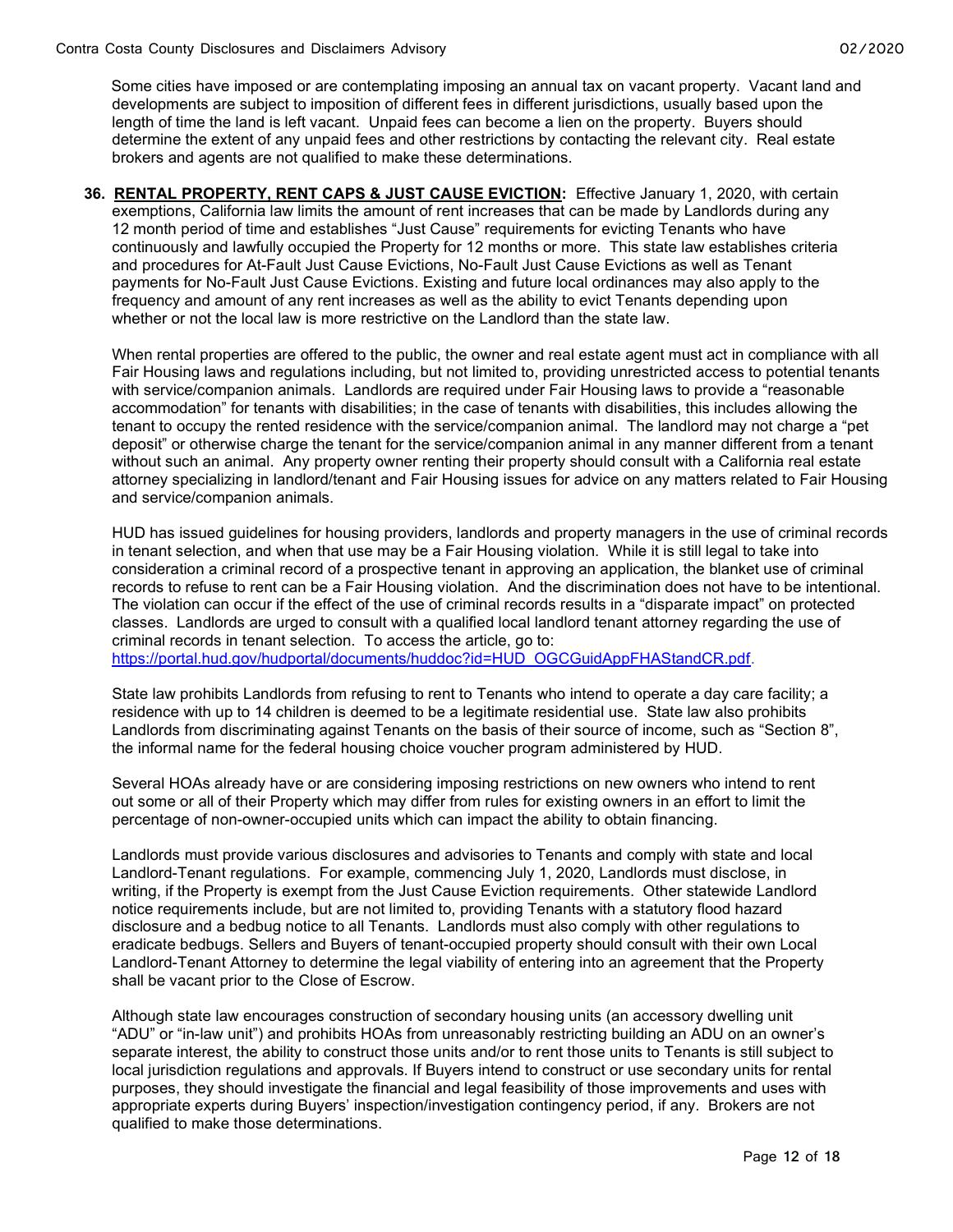Some cities have imposed or are contemplating imposing an annual tax on vacant property. Vacant land and developments are subject to imposition of different fees in different jurisdictions, usually based upon the length of time the land is left vacant. Unpaid fees can become a lien on the property. Buyers should determine the extent of any unpaid fees and other restrictions by contacting the relevant city. Real estate brokers and agents are not qualified to make these determinations.

**36. RENTAL PROPERTY, RENT CAPS & JUST CAUSE EVICTION:** Effective January 1, 2020, with certain exemptions, California law limits the amount of rent increases that can be made by Landlords during any 12 month period of time and establishes "Just Cause" requirements for evicting Tenants who have continuously and lawfully occupied the Property for 12 months or more. This state law establishes criteria and procedures for At-Fault Just Cause Evictions, No-Fault Just Cause Evictions as well as Tenant payments for No-Fault Just Cause Evictions. Existing and future local ordinances may also apply to the frequency and amount of any rent increases as well as the ability to evict Tenants depending upon whether or not the local law is more restrictive on the Landlord than the state law.

When rental properties are offered to the public, the owner and real estate agent must act in compliance with all Fair Housing laws and regulations including, but not limited to, providing unrestricted access to potential tenants with service/companion animals. Landlords are required under Fair Housing laws to provide a "reasonable accommodation" for tenants with disabilities; in the case of tenants with disabilities, this includes allowing the tenant to occupy the rented residence with the service/companion animal. The landlord may not charge a "pet deposit" or otherwise charge the tenant for the service/companion animal in any manner different from a tenant without such an animal. Any property owner renting their property should consult with a California real estate attorney specializing in landlord/tenant and Fair Housing issues for advice on any matters related to Fair Housing and service/companion animals.

HUD has issued guidelines for housing providers, landlords and property managers in the use of criminal records in tenant selection, and when that use may be a Fair Housing violation. While it is still legal to take into consideration a criminal record of a prospective tenant in approving an application, the blanket use of criminal records to refuse to rent can be a Fair Housing violation. And the discrimination does not have to be intentional. The violation can occur if the effect of the use of criminal records results in a "disparate impact" on protected classes. Landlords are urged to consult with a qualified local landlord tenant attorney regarding the use of criminal records in tenant selection. To access the article, go to: https://portal.hud.gov/hudportal/documents/huddoc?id=HUD_OGCGuidAppFHAStandCR.pdf.

State law prohibits Landlords from refusing to rent to Tenants who intend to operate a day care facility; a residence with up to 14 children is deemed to be a legitimate residential use. State law also prohibits Landlords from discriminating against Tenants on the basis of their source of income, such as "Section 8", the informal name for the federal housing choice voucher program administered by HUD.

Several HOAs already have or are considering imposing restrictions on new owners who intend to rent out some or all of their Property which may differ from rules for existing owners in an effort to limit the percentage of non-owner-occupied units which can impact the ability to obtain financing.

Landlords must provide various disclosures and advisories to Tenants and comply with state and local Landlord-Tenant regulations. For example, commencing July 1, 2020, Landlords must disclose, in writing, if the Property is exempt from the Just Cause Eviction requirements. Other statewide Landlord notice requirements include, but are not limited to, providing Tenants with a statutory flood hazard disclosure and a bedbug notice to all Tenants. Landlords must also comply with other regulations to eradicate bedbugs. Sellers and Buyers of tenant-occupied property should consult with their own Local Landlord-Tenant Attorney to determine the legal viability of entering into an agreement that the Property shall be vacant prior to the Close of Escrow.

Although state law encourages construction of secondary housing units (an accessory dwelling unit "ADU" or "in-law unit") and prohibits HOAs from unreasonably restricting building an ADU on an owner's separate interest, the ability to construct those units and/or to rent those units to Tenants is still subject to local jurisdiction regulations and approvals. If Buyers intend to construct or use secondary units for rental purposes, they should investigate the financial and legal feasibility of those improvements and uses with appropriate experts during Buyers' inspection/investigation contingency period, if any. Brokers are not qualified to make those determinations.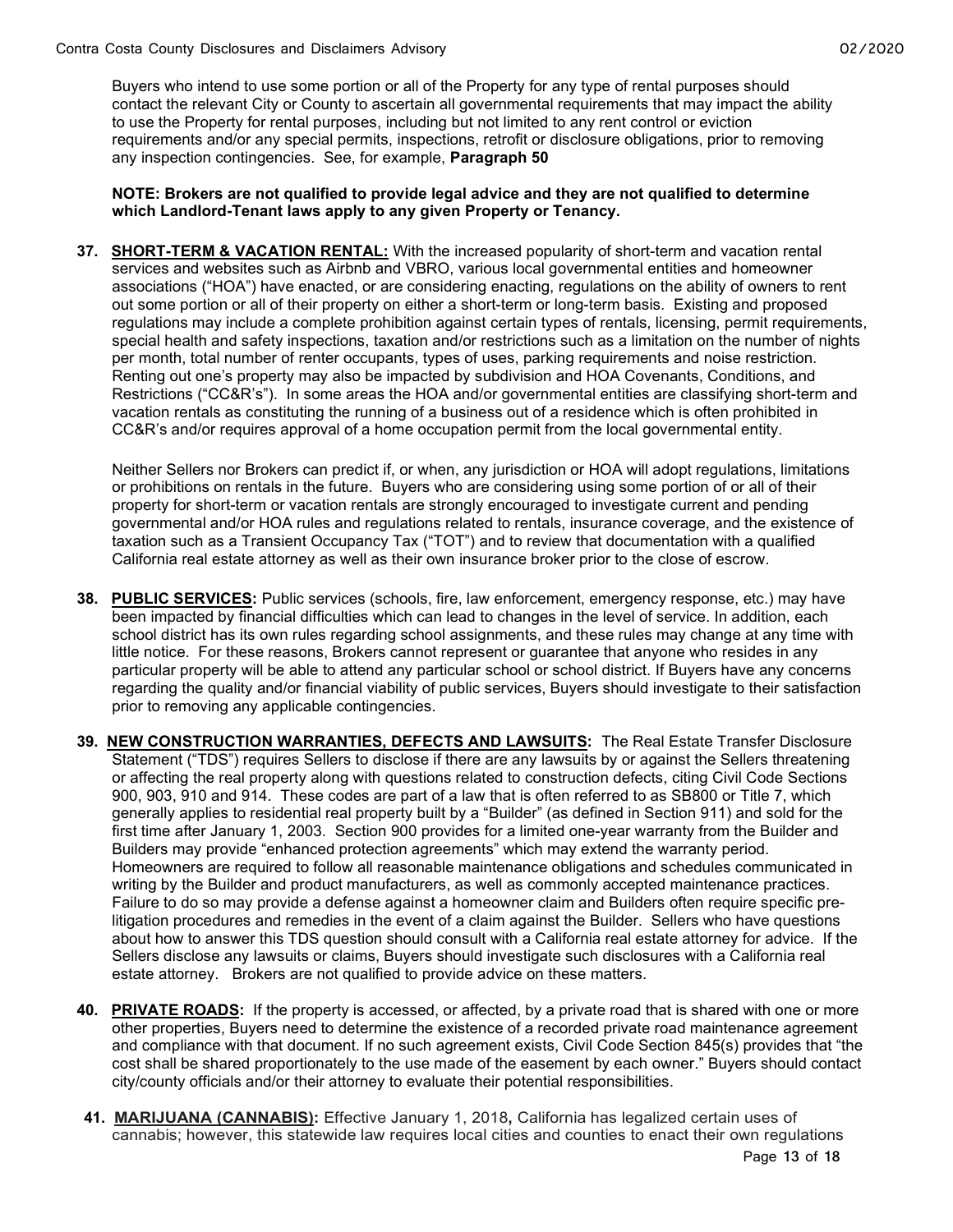Buyers who intend to use some portion or all of the Property for any type of rental purposes should contact the relevant City or County to ascertain all governmental requirements that may impact the ability to use the Property for rental purposes, including but not limited to any rent control or eviction requirements and/or any special permits, inspections, retrofit or disclosure obligations, prior to removing any inspection contingencies. See, for example, **Paragraph 50**

**NOTE: Brokers are not qualified to provide legal advice and they are not qualified to determine which Landlord-Tenant laws apply to any given Property or Tenancy.**

**37. SHORT-TERM & VACATION RENTAL:** With the increased popularity of short-term and vacation rental services and websites such as Airbnb and VBRO, various local governmental entities and homeowner associations ("HOA") have enacted, or are considering enacting, regulations on the ability of owners to rent out some portion or all of their property on either a short-term or long-term basis. Existing and proposed regulations may include a complete prohibition against certain types of rentals, licensing, permit requirements, special health and safety inspections, taxation and/or restrictions such as a limitation on the number of nights per month, total number of renter occupants, types of uses, parking requirements and noise restriction. Renting out one's property may also be impacted by subdivision and HOA Covenants, Conditions, and Restrictions ("CC&R's"). In some areas the HOA and/or governmental entities are classifying short-term and vacation rentals as constituting the running of a business out of a residence which is often prohibited in CC&R's and/or requires approval of a home occupation permit from the local governmental entity.

Neither Sellers nor Brokers can predict if, or when, any jurisdiction or HOA will adopt regulations, limitations or prohibitions on rentals in the future. Buyers who are considering using some portion of or all of their property for short-term or vacation rentals are strongly encouraged to investigate current and pending governmental and/or HOA rules and regulations related to rentals, insurance coverage, and the existence of taxation such as a Transient Occupancy Tax ("TOT") and to review that documentation with a qualified California real estate attorney as well as their own insurance broker prior to the close of escrow.

**38. PUBLIC SERVICES:** Public services (schools, fire, law enforcement, emergency response, etc.) may have been impacted by financial difficulties which can lead to changes in the level of service. In addition, each school district has its own rules regarding school assignments, and these rules may change at any time with little notice. For these reasons, Brokers cannot represent or guarantee that anyone who resides in any particular property will be able to attend any particular school or school district. If Buyers have any concerns regarding the quality and/or financial viability of public services, Buyers should investigate to their satisfaction prior to removing any applicable contingencies.

**39. NEW CONSTRUCTION WARRANTIES, DEFECTS AND LAWSUITS:** The Real Estate Transfer Disclosure Statement ("TDS") requires Sellers to disclose if there are any lawsuits by or against the Sellers threatening or affecting the real property along with questions related to construction defects, citing Civil Code Sections 900, 903, 910 and 914. These codes are part of a law that is often referred to as SB800 or Title 7, which generally applies to residential real property built by a "Builder" (as defined in Section 911) and sold for the first time after January 1, 2003. Section 900 provides for a limited one-year warranty from the Builder and Builders may provide "enhanced protection agreements" which may extend the warranty period. Homeowners are required to follow all reasonable maintenance obligations and schedules communicated in writing by the Builder and product manufacturers, as well as commonly accepted maintenance practices. Failure to do so may provide a defense against a homeowner claim and Builders often require specific pre-litigation procedures and remedies in the event of a claim against the Builder. Sellers who have questions about how to answer this TDS question should consult with a California real estate attorney for advice. If the Sellers disclose any lawsuits or claims, Buyers should investigate such disclosures with a California real estate attorney. Brokers are not qualified to provide advice on these matters.

**40. PRIVATE ROADS:** If the property is accessed, or affected, by a private road that is shared with one or more other properties, Buyers need to determine the existence of a recorded private road maintenance agreement and compliance with that document. If no such agreement exists, Civil Code Section 845(s) provides that "the cost shall be shared proportionately to the use made of the easement by each owner." Buyers should contact city/county officials and/or their attorney to evaluate their potential responsibilities.

**41. MARIJUANA (CANNABIS):** Effective January 1, 2018**,** California has legalized certain uses of cannabis; however, this statewide law requires local cities and counties to enact their own regulations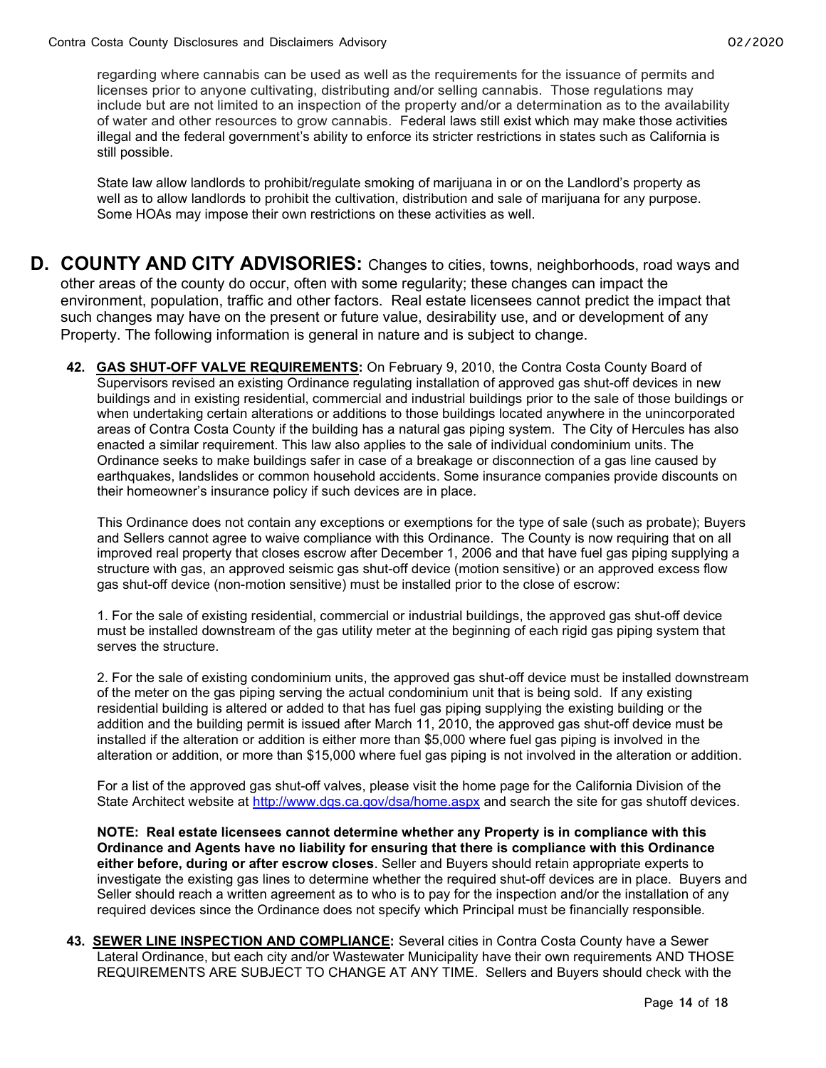regarding where cannabis can be used as well as the requirements for the issuance of permits and licenses prior to anyone cultivating, distributing and/or selling cannabis. Those regulations may include but are not limited to an inspection of the property and/or a determination as to the availability of water and other resources to grow cannabis. Federal laws still exist which may make those activities illegal and the federal government's ability to enforce its stricter restrictions in states such as California is still possible.

State law allow landlords to prohibit/regulate smoking of marijuana in or on the Landlord's property as well as to allow landlords to prohibit the cultivation, distribution and sale of marijuana for any purpose. Some HOAs may impose their own restrictions on these activities as well.

## D. COUNTY AND CITY ADVISORIES:

Changes to cities, towns, neighborhoods, road ways and other areas of the county do occur, often with some regularity; these changes can impact the environment, population, traffic and other factors. Real estate licensees cannot predict the impact that such changes may have on the present or future value, desirability use, and or development of any Property. The following information is general in nature and is subject to change.

**42. GAS SHUT-OFF VALVE REQUIREMENTS:** On February 9, 2010, the Contra Costa County Board of Supervisors revised an existing Ordinance regulating installation of approved gas shut-off devices in new buildings and in existing residential, commercial and industrial buildings prior to the sale of those buildings or when undertaking certain alterations or additions to those buildings located anywhere in the unincorporated areas of Contra Costa County if the building has a natural gas piping system. The City of Hercules has also enacted a similar requirement. This law also applies to the sale of individual condominium units. The Ordinance seeks to make buildings safer in case of a breakage or disconnection of a gas line caused by earthquakes, landslides or common household accidents. Some insurance companies provide discounts on their homeowner's insurance policy if such devices are in place.

This Ordinance does not contain any exceptions or exemptions for the type of sale (such as probate); Buyers and Sellers cannot agree to waive compliance with this Ordinance. The County is now requiring that on all improved real property that closes escrow after December 1, 2006 and that have fuel gas piping supplying a structure with gas, an approved seismic gas shut-off device (motion sensitive) or an approved excess flow gas shut-off device (non-motion sensitive) must be installed prior to the close of escrow:

1. For the sale of existing residential, commercial or industrial buildings, the approved gas shut-off device must be installed downstream of the gas utility meter at the beginning of each rigid gas piping system that serves the structure.

2. For the sale of existing condominium units, the approved gas shut-off device must be installed downstream of the meter on the gas piping serving the actual condominium unit that is being sold. If any existing residential building is altered or added to that has fuel gas piping supplying the existing building or the addition and the building permit is issued after March 11, 2010, the approved gas shut-off device must be installed if the alteration or addition is either more than $5,000 where fuel gas piping is involved in the alteration or addition, or more than $15,000 where fuel gas piping is not involved in the alteration or addition.

For a list of the approved gas shut-off valves, please visit the home page for the California Division of the State Architect website at http://www.dgs.ca.gov/dsa/home.aspx and search the site for gas shutoff devices.

**NOTE: Real estate licensees cannot determine whether any Property is in compliance with this Ordinance and Agents have no liability for ensuring that there is compliance with this Ordinance either before, during or after escrow closes**. Seller and Buyers should retain appropriate experts to investigate the existing gas lines to determine whether the required shut-off devices are in place. Buyers and Seller should reach a written agreement as to who is to pay for the inspection and/or the installation of any required devices since the Ordinance does not specify which Principal must be financially responsible.

**43. SEWER LINE INSPECTION AND COMPLIANCE:** Several cities in Contra Costa County have a Sewer Lateral Ordinance, but each city and/or Wastewater Municipality have their own requirements AND THOSE REQUIREMENTS ARE SUBJECT TO CHANGE AT ANY TIME. Sellers and Buyers should check with the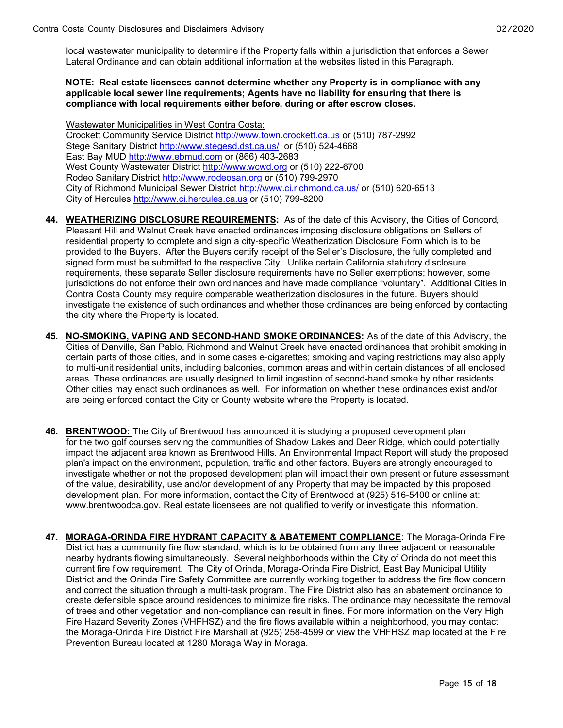local wastewater municipality to determine if the Property falls within a jurisdiction that enforces a Sewer Lateral Ordinance and can obtain additional information at the websites listed in this Paragraph.

**NOTE: Real estate licensees cannot determine whether any Property is in compliance with any applicable local sewer line requirements; Agents have no liability for ensuring that there is compliance with local requirements either before, during or after escrow closes.**

Wastewater Municipalities in West Contra Costa:
Crockett Community Service District http://www.town.crockett.ca.us or (510) 787-2992
Stege Sanitary District http://www.stegesd.dst.ca.us/ or (510) 524-4668
East Bay MUD http://www.ebmud.com or (866) 403-2683
West County Wastewater District http://www.wcwd.org or (510) 222-6700
Rodeo Sanitary District http://www.rodeosan.org or (510) 799-2970
City of Richmond Municipal Sewer District http://www.ci.richmond.ca.us/ or (510) 620-6513
City of Hercules http://www.ci.hercules.ca.us or (510) 799-8200

**44. WEATHERIZING DISCLOSURE REQUIREMENTS:** As of the date of this Advisory, the Cities of Concord, Pleasant Hill and Walnut Creek have enacted ordinances imposing disclosure obligations on Sellers of residential property to complete and sign a city-specific Weatherization Disclosure Form which is to be provided to the Buyers. After the Buyers certify receipt of the Seller's Disclosure, the fully completed and signed form must be submitted to the respective City. Unlike certain California statutory disclosure requirements, these separate Seller disclosure requirements have no Seller exemptions; however, some jurisdictions do not enforce their own ordinances and have made compliance "voluntary". Additional Cities in Contra Costa County may require comparable weatherization disclosures in the future. Buyers should investigate the existence of such ordinances and whether those ordinances are being enforced by contacting the city where the Property is located.

**45. NO-SMOKING, VAPING AND SECOND-HAND SMOKE ORDINANCES:** As of the date of this Advisory, the Cities of Danville, San Pablo, Richmond and Walnut Creek have enacted ordinances that prohibit smoking in certain parts of those cities, and in some cases e-cigarettes; smoking and vaping restrictions may also apply to multi-unit residential units, including balconies, common areas and within certain distances of all enclosed areas. These ordinances are usually designed to limit ingestion of second-hand smoke by other residents. Other cities may enact such ordinances as well. For information on whether these ordinances exist and/or are being enforced contact the City or County website where the Property is located.

**46. BRENTWOOD:** The City of Brentwood has announced it is studying a proposed development plan for the two golf courses serving the communities of Shadow Lakes and Deer Ridge, which could potentially impact the adjacent area known as Brentwood Hills. An Environmental Impact Report will study the proposed plan's impact on the environment, population, traffic and other factors. Buyers are strongly encouraged to investigate whether or not the proposed development plan will impact their own present or future assessment of the value, desirability, use and/or development of any Property that may be impacted by this proposed development plan. For more information, contact the City of Brentwood at (925) 516-5400 or online at: www.brentwoodca.gov. Real estate licensees are not qualified to verify or investigate this information.

**47. MORAGA-ORINDA FIRE HYDRANT CAPACITY & ABATEMENT COMPLIANCE**: The Moraga-Orinda Fire District has a community fire flow standard, which is to be obtained from any three adjacent or reasonable nearby hydrants flowing simultaneously. Several neighborhoods within the City of Orinda do not meet this current fire flow requirement. The City of Orinda, Moraga-Orinda Fire District, East Bay Municipal Utility District and the Orinda Fire Safety Committee are currently working together to address the fire flow concern and correct the situation through a multi-task program. The Fire District also has an abatement ordinance to create defensible space around residences to minimize fire risks. The ordinance may necessitate the removal of trees and other vegetation and non-compliance can result in fines. For more information on the Very High Fire Hazard Severity Zones (VHFHSZ) and the fire flows available within a neighborhood, you may contact the Moraga-Orinda Fire District Fire Marshall at (925) 258-4599 or view the VHFHSZ map located at the Fire Prevention Bureau located at 1280 Moraga Way in Moraga.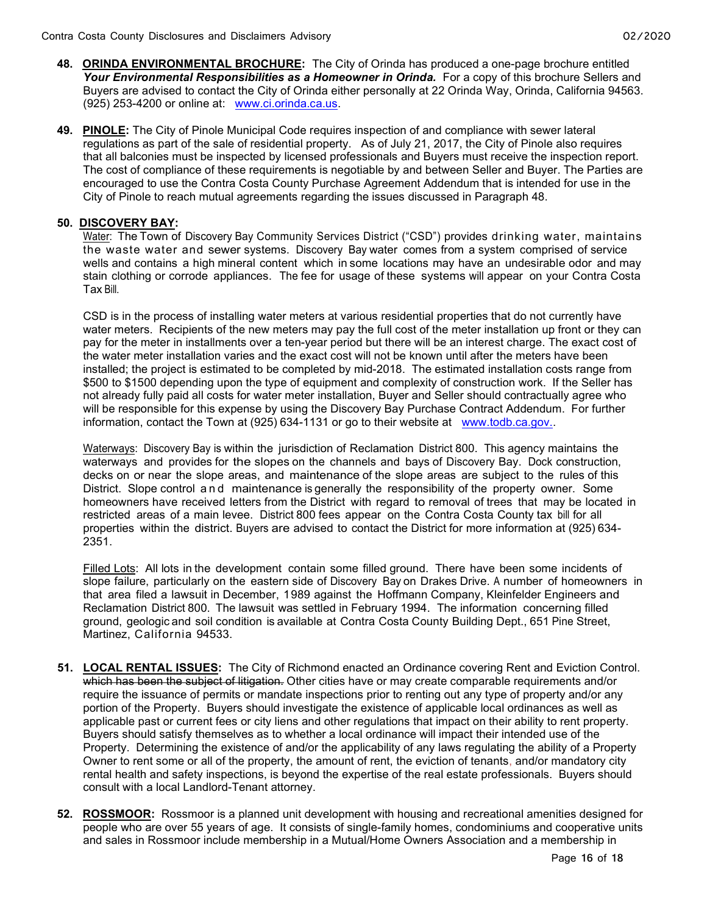48. **ORINDA ENVIRONMENTAL BROCHURE:** The City of Orinda has produced a one-page brochure entitled ***Your Environmental Responsibilities as a Homeowner in Orinda.*** For a copy of this brochure Sellers and Buyers are advised to contact the City of Orinda either personally at 22 Orinda Way, Orinda, California 94563. (925) 253-4200 or online at: www.ci.orinda.ca.us.

49. **PINOLE:** The City of Pinole Municipal Code requires inspection of and compliance with sewer lateral regulations as part of the sale of residential property. As of July 21, 2017, the City of Pinole also requires that all balconies must be inspected by licensed professionals and Buyers must receive the inspection report. The cost of compliance of these requirements is negotiable by and between Seller and Buyer. The Parties are encouraged to use the Contra Costa County Purchase Agreement Addendum that is intended for use in the City of Pinole to reach mutual agreements regarding the issues discussed in Paragraph 48.

50. **DISCOVERY BAY:**

    Water: The Town of Discovery Bay Community Services District ("CSD") provides drinking water, maintains the waste water and sewer systems. Discovery Bay water comes from a system comprised of service wells and contains a high mineral content which in some locations may have an undesirable odor and may stain clothing or corrode appliances. The fee for usage of these systems will appear on your Contra Costa Tax Bill.

    CSD is in the process of installing water meters at various residential properties that do not currently have water meters. Recipients of the new meters may pay the full cost of the meter installation up front or they can pay for the meter in installments over a ten-year period but there will be an interest charge. The exact cost of the water meter installation varies and the exact cost will not be known until after the meters have been installed; the project is estimated to be completed by mid-2018. The estimated installation costs range from $500 to $1500 depending upon the type of equipment and complexity of construction work. If the Seller has not already fully paid all costs for water meter installation, Buyer and Seller should contractually agree who will be responsible for this expense by using the Discovery Bay Purchase Contract Addendum. For further information, contact the Town at (925) 634-1131 or go to their website at www.todb.ca.gov..

    Waterways: Discovery Bay is within the jurisdiction of Reclamation District 800. This agency maintains the waterways and provides for the slopes on the channels and bays of Discovery Bay. Dock construction, decks on or near the slope areas, and maintenance of the slope areas are subject to the rules of this District. Slope control and maintenance is generally the responsibility of the property owner. Some homeowners have received letters from the District with regard to removal of trees that may be located in restricted areas of a main levee. District 800 fees appear on the Contra Costa County tax bill for all properties within the district. Buyers are advised to contact the District for more information at (925) 634-2351.

    Filled Lots: All lots in the development contain some filled ground. There have been some incidents of slope failure, particularly on the eastern side of Discovery Bay on Drakes Drive. A number of homeowners in that area filed a lawsuit in December, 1989 against the Hoffmann Company, Kleinfelder Engineers and Reclamation District 800. The lawsuit was settled in February 1994. The information concerning filled ground, geologic and soil condition is available at Contra Costa County Building Dept., 651 Pine Street, Martinez, California 94533.

51. **LOCAL RENTAL ISSUES:** The City of Richmond enacted an Ordinance covering Rent and Eviction Control. ~~which has been the subject of litigation.~~ Other cities have or may create comparable requirements and/or require the issuance of permits or mandate inspections prior to renting out any type of property and/or any portion of the Property. Buyers should investigate the existence of applicable local ordinances as well as applicable past or current fees or city liens and other regulations that impact on their ability to rent property. Buyers should satisfy themselves as to whether a local ordinance will impact their intended use of the Property. Determining the existence of and/or the applicability of any laws regulating the ability of a Property Owner to rent some or all of the property, the amount of rent, the eviction of tenants, and/or mandatory city rental health and safety inspections, is beyond the expertise of the real estate professionals. Buyers should consult with a local Landlord-Tenant attorney.

52. **ROSSMOOR:** Rossmoor is a planned unit development with housing and recreational amenities designed for people who are over 55 years of age. It consists of single-family homes, condominiums and cooperative units and sales in Rossmoor include membership in a Mutual/Home Owners Association and a membership in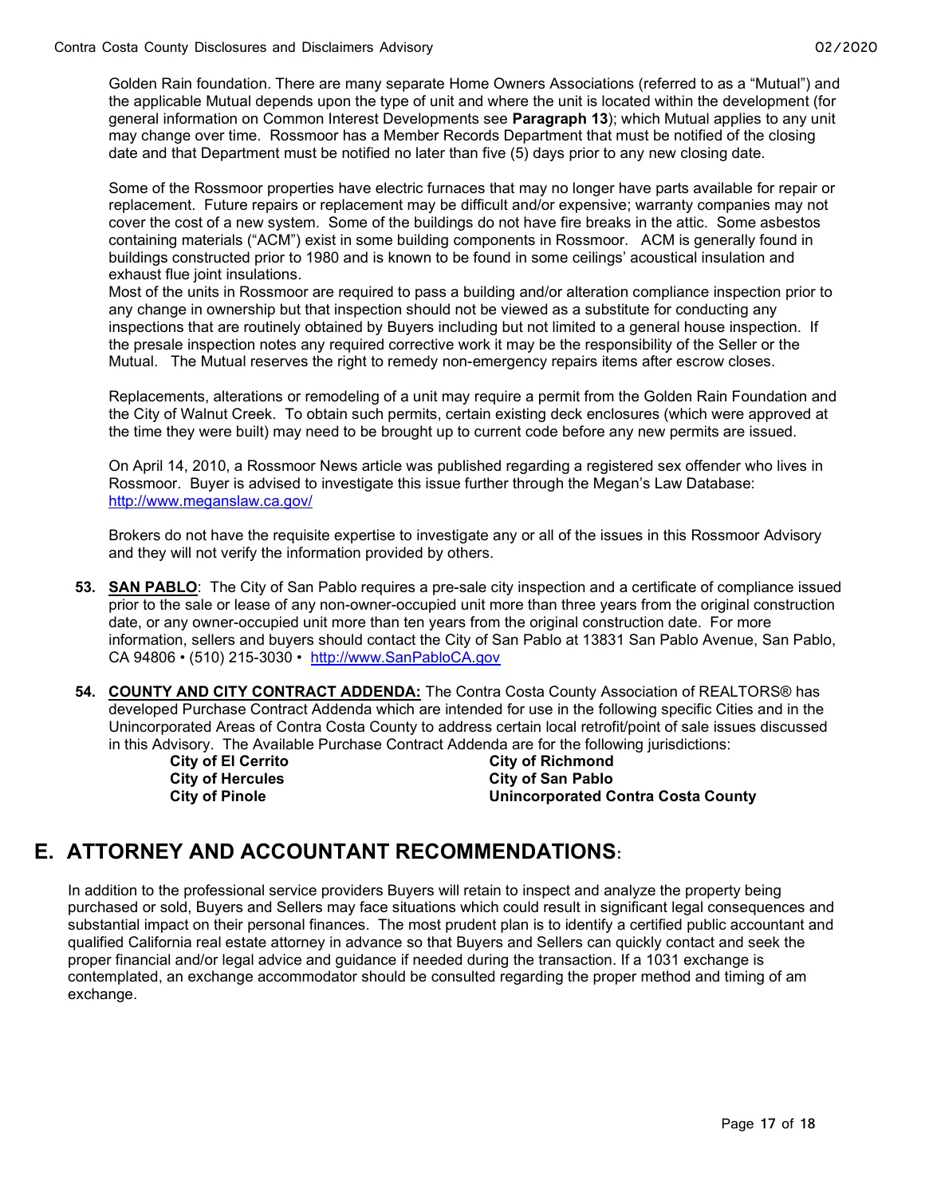Golden Rain foundation. There are many separate Home Owners Associations (referred to as a "Mutual") and the applicable Mutual depends upon the type of unit and where the unit is located within the development (for general information on Common Interest Developments see **Paragraph 13**); which Mutual applies to any unit may change over time. Rossmoor has a Member Records Department that must be notified of the closing date and that Department must be notified no later than five (5) days prior to any new closing date.

Some of the Rossmoor properties have electric furnaces that may no longer have parts available for repair or replacement. Future repairs or replacement may be difficult and/or expensive; warranty companies may not cover the cost of a new system. Some of the buildings do not have fire breaks in the attic. Some asbestos containing materials ("ACM") exist in some building components in Rossmoor. ACM is generally found in buildings constructed prior to 1980 and is known to be found in some ceilings' acoustical insulation and exhaust flue joint insulations.
Most of the units in Rossmoor are required to pass a building and/or alteration compliance inspection prior to any change in ownership but that inspection should not be viewed as a substitute for conducting any inspections that are routinely obtained by Buyers including but not limited to a general house inspection. If the presale inspection notes any required corrective work it may be the responsibility of the Seller or the Mutual. The Mutual reserves the right to remedy non-emergency repairs items after escrow closes.

Replacements, alterations or remodeling of a unit may require a permit from the Golden Rain Foundation and the City of Walnut Creek. To obtain such permits, certain existing deck enclosures (which were approved at the time they were built) may need to be brought up to current code before any new permits are issued.

On April 14, 2010, a Rossmoor News article was published regarding a registered sex offender who lives in Rossmoor. Buyer is advised to investigate this issue further through the Megan's Law Database: http://www.meganslaw.ca.gov/

Brokers do not have the requisite expertise to investigate any or all of the issues in this Rossmoor Advisory and they will not verify the information provided by others.

**53. SAN PABLO**: The City of San Pablo requires a pre-sale city inspection and a certificate of compliance issued prior to the sale or lease of any non-owner-occupied unit more than three years from the original construction date, or any owner-occupied unit more than ten years from the original construction date. For more information, sellers and buyers should contact the City of San Pablo at 13831 San Pablo Avenue, San Pablo, CA 94806 • (510) 215-3030 • http://www.SanPabloCA.gov

**54. COUNTY AND CITY CONTRACT ADDENDA:** The Contra Costa County Association of REALTORS® has developed Purchase Contract Addenda which are intended for use in the following specific Cities and in the Unincorporated Areas of Contra Costa County to address certain local retrofit/point of sale issues discussed in this Advisory. The Available Purchase Contract Addenda are for the following jurisdictions:

- **City of El Cerrito**
- **City of Hercules**
- **City of Pinole**
- **City of Richmond**
- **City of San Pablo**
- **Unincorporated Contra Costa County**

# E. ATTORNEY AND ACCOUNTANT RECOMMENDATIONS:

In addition to the professional service providers Buyers will retain to inspect and analyze the property being purchased or sold, Buyers and Sellers may face situations which could result in significant legal consequences and substantial impact on their personal finances. The most prudent plan is to identify a certified public accountant and qualified California real estate attorney in advance so that Buyers and Sellers can quickly contact and seek the proper financial and/or legal advice and guidance if needed during the transaction. If a 1031 exchange is contemplated, an exchange accommodator should be consulted regarding the proper method and timing of am exchange.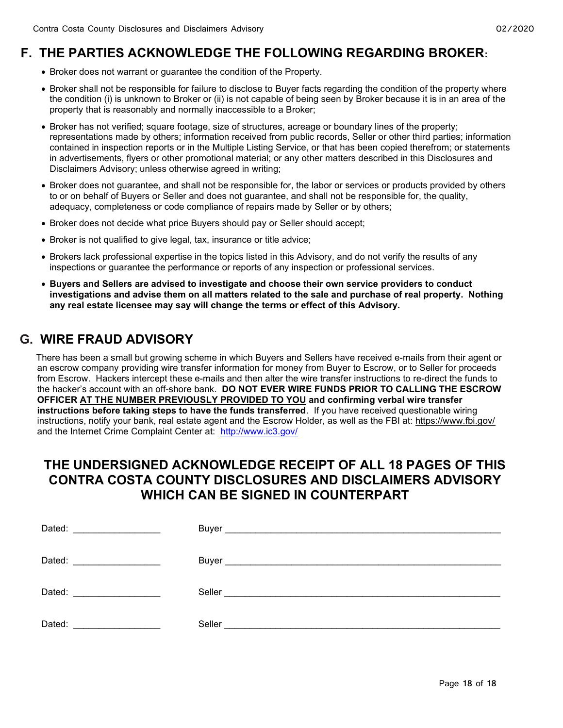## F. THE PARTIES ACKNOWLEDGE THE FOLLOWING REGARDING BROKER:

- Broker does not warrant or guarantee the condition of the Property.
- Broker shall not be responsible for failure to disclose to Buyer facts regarding the condition of the property where the condition (i) is unknown to Broker or (ii) is not capable of being seen by Broker because it is in an area of the property that is reasonably and normally inaccessible to a Broker;
- Broker has not verified; square footage, size of structures, acreage or boundary lines of the property; representations made by others; information received from public records, Seller or other third parties; information contained in inspection reports or in the Multiple Listing Service, or that has been copied therefrom; or statements in advertisements, flyers or other promotional material; or any other matters described in this Disclosures and Disclaimers Advisory; unless otherwise agreed in writing;
- Broker does not guarantee, and shall not be responsible for, the labor or services or products provided by others to or on behalf of Buyers or Seller and does not guarantee, and shall not be responsible for, the quality, adequacy, completeness or code compliance of repairs made by Seller or by others;
- Broker does not decide what price Buyers should pay or Seller should accept;
- Broker is not qualified to give legal, tax, insurance or title advice;
- Brokers lack professional expertise in the topics listed in this Advisory, and do not verify the results of any inspections or guarantee the performance or reports of any inspection or professional services.
- **Buyers and Sellers are advised to investigate and choose their own service providers to conduct investigations and advise them on all matters related to the sale and purchase of real property. Nothing any real estate licensee may say will change the terms or effect of this Advisory.**

## G. WIRE FRAUD ADVISORY

There has been a small but growing scheme in which Buyers and Sellers have received e-mails from their agent or an escrow company providing wire transfer information for money from Buyer to Escrow, or to Seller for proceeds from Escrow. Hackers intercept these e-mails and then alter the wire transfer instructions to re-direct the funds to the hacker's account with an off-shore bank. **DO NOT EVER WIRE FUNDS PRIOR TO CALLING THE ESCROW OFFICER AT THE NUMBER PREVIOUSLY PROVIDED TO YOU and confirming verbal wire transfer instructions before taking steps to have the funds transferred**. If you have received questionable wiring instructions, notify your bank, real estate agent and the Escrow Holder, as well as the FBI at: https://www.fbi.gov/ and the Internet Crime Complaint Center at: http://www.ic3.gov/

## THE UNDERSIGNED ACKNOWLEDGE RECEIPT OF ALL 18 PAGES OF THIS CONTRA COSTA COUNTY DISCLOSURES AND DISCLAIMERS ADVISORY WHICH CAN BE SIGNED IN COUNTERPART

Dated: ________________ Buyer ____________________________________________________

Dated: ________________ Buyer ____________________________________________________

Dated: ________________ Seller ____________________________________________________

Dated: ________________ Seller ____________________________________________________